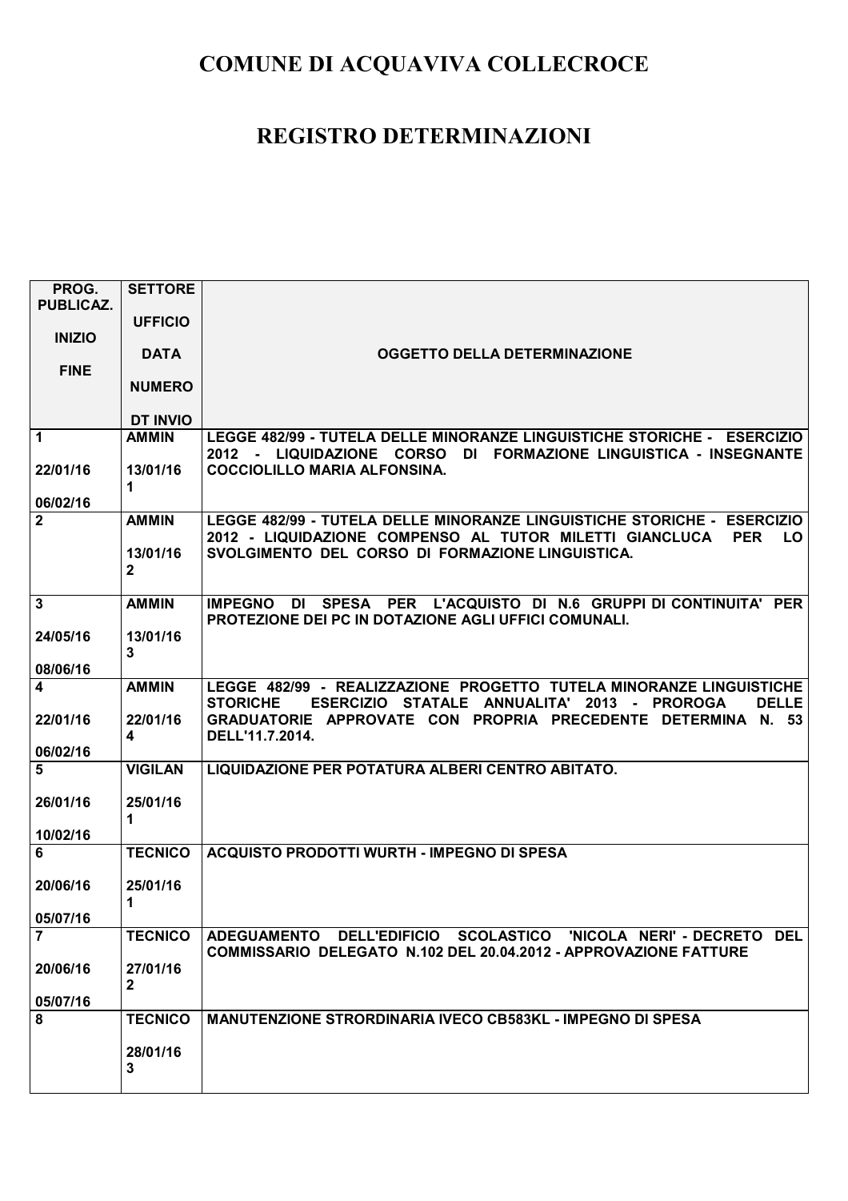# COMUNE DI ACQUAVIVA COLLECROCE

# REGISTRO DETERMINAZIONI

| PROG. PUBLICAZ.<br><br>INIZIO<br><br>FINE | SETTORE<br><br>UFFICIO<br><br>DATA<br><br>NUMERO<br><br>DT INVIO | OGGETTO DELLA DETERMINAZIONE |
|---|---|---|
| 1<br><br>22/01/16<br><br>06/02/16 | AMMIN<br><br>13/01/16<br>1 | LEGGE 482/99 - TUTELA DELLE MINORANZE LINGUISTICHE STORICHE - ESERCIZIO 2012 - LIQUIDAZIONE CORSO DI FORMAZIONE LINGUISTICA - INSEGNANTE COCCIOLILLO MARIA ALFONSINA. |
| 2 | AMMIN<br><br>13/01/16<br>2 | LEGGE 482/99 - TUTELA DELLE MINORANZE LINGUISTICHE STORICHE - ESERCIZIO 2012 - LIQUIDAZIONE COMPENSO AL TUTOR MILETTI GIANCLUCA PER LO SVOLGIMENTO DEL CORSO DI FORMAZIONE LINGUISTICA. |
| 3<br><br>24/05/16<br><br>08/06/16 | AMMIN<br><br>13/01/16<br>3 | IMPEGNO DI SPESA PER L'ACQUISTO DI N.6 GRUPPI DI CONTINUITA' PER PROTEZIONE DEI PC IN DOTAZIONE AGLI UFFICI COMUNALI. |
| 4<br><br>22/01/16<br><br>06/02/16 | AMMIN<br><br>22/01/16<br>4 | LEGGE 482/99 - REALIZZAZIONE PROGETTO TUTELA MINORANZE LINGUISTICHE STORICHE ESERCIZIO STATALE ANNUALITA' 2013 - PROROGA DELLE GRADUATORIE APPROVATE CON PROPRIA PRECEDENTE DETERMINA N. 53 DELL'11.7.2014. |
| 5<br><br>26/01/16<br><br>10/02/16 | VIGILAN<br><br>25/01/16<br>1 | LIQUIDAZIONE PER POTATURA ALBERI CENTRO ABITATO. |
| 6<br><br>20/06/16<br><br>05/07/16 | TECNICO<br><br>25/01/16<br>1 | ACQUISTO PRODOTTI WURTH - IMPEGNO DI SPESA |
| 7<br><br>20/06/16<br><br>05/07/16 | TECNICO<br><br>27/01/16<br>2 | ADEGUAMENTO DELL'EDIFICIO SCOLASTICO 'NICOLA NERI' - DECRETO DEL COMMISSARIO DELEGATO N.102 DEL 20.04.2012 - APPROVAZIONE FATTURE |
| 8 | TECNICO<br><br>28/01/16<br>3 | MANUTENZIONE STRORDINARIA IVECO CB583KL - IMPEGNO DI SPESA |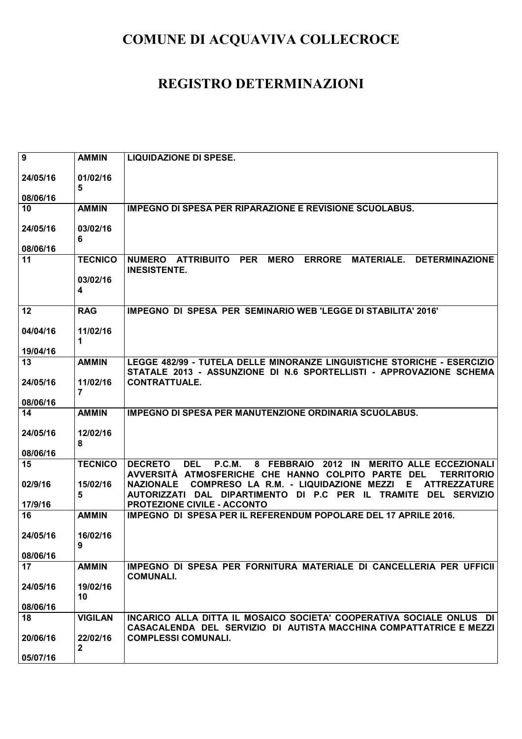# COMUNE DI ACQUAVIVA COLLECROCE

# REGISTRO DETERMINAZIONI

| | | |
|---|---|---|
| **9**<br><br>**24/05/16**<br><br>**08/06/16** | **AMMIN**<br><br>**01/02/16**<br>**5** | **LIQUIDAZIONE DI SPESE.** |
| **10**<br><br>**24/05/16**<br><br>**08/06/16** | **AMMIN**<br><br>**03/02/16**<br>**6** | **IMPEGNO DI SPESA PER RIPARAZIONE E REVISIONE SCUOLABUS.** |
| **11** | **TECNICO**<br><br>**03/02/16**<br>**4** | **NUMERO ATTRIBUITO PER MERO ERRORE MATERIALE. DETERMINAZIONE INESISTENTE.** |
| **12**<br><br>**04/04/16**<br><br>**19/04/16** | **RAG**<br><br>**11/02/16**<br>**1** | **IMPEGNO DI SPESA PER SEMINARIO WEB 'LEGGE DI STABILITA' 2016'** |
| **13**<br><br>**24/05/16**<br><br>**08/06/16** | **AMMIN**<br><br>**11/02/16**<br>**7** | **LEGGE 482/99 - TUTELA DELLE MINORANZE LINGUISTICHE STORICHE - ESERCIZIO STATALE 2013 - ASSUNZIONE DI N.6 SPORTELLISTI - APPROVAZIONE SCHEMA CONTRATTUALE.** |
| **14**<br><br>**24/05/16**<br><br>**08/06/16** | **AMMIN**<br><br>**12/02/16**<br>**8** | **IMPEGNO DI SPESA PER MANUTENZIONE ORDINARIA SCUOLABUS.** |
| **15**<br><br>**02/9/16**<br><br>**17/9/16** | **TECNICO**<br><br>**15/02/16**<br>**5** | **DECRETO DEL P.C.M. 8 FEBBRAIO 2012 IN MERITO ALLE ECCEZIONALI AVVERSITÀ ATMOSFERICHE CHE HANNO COLPITO PARTE DEL TERRITORIO NAZIONALE COMPRESO LA R.M. - LIQUIDAZIONE MEZZI E ATTREZZATURE AUTORIZZATI DAL DIPARTIMENTO DI P.C PER IL TRAMITE DEL SERVIZIO PROTEZIONE CIVILE - ACCONTO** |
| **16**<br><br>**24/05/16**<br><br>**08/06/16** | **AMMIN**<br><br>**16/02/16**<br>**9** | **IMPEGNO DI SPESA PER IL REFERENDUM POPOLARE DEL 17 APRILE 2016.** |
| **17**<br><br>**24/05/16**<br><br>**08/06/16** | **AMMIN**<br><br>**19/02/16**<br>**10** | **IMPEGNO DI SPESA PER FORNITURA MATERIALE DI CANCELLERIA PER UFFICII COMUNALI.** |
| **18**<br><br>**20/06/16**<br><br>**05/07/16** | **VIGILAN**<br><br>**22/02/16**<br>**2** | **INCARICO ALLA DITTA IL MOSAICO SOCIETA' COOPERATIVA SOCIALE ONLUS DI CASACALENDA DEL SERVIZIO DI AUTISTA MACCHINA COMPATTATRICE E MEZZI COMPLESSI COMUNALI.** |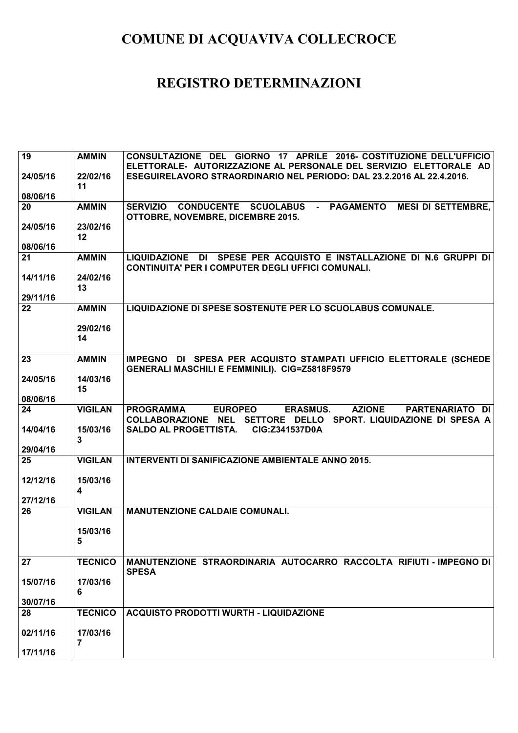# COMUNE DI ACQUAVIVA COLLECROCE

# REGISTRO DETERMINAZIONI

| | | |
|---|---|---|
| 19<br><br>24/05/16<br><br>08/06/16 | AMMIN<br><br>22/02/16<br>11 | CONSULTAZIONE DEL GIORNO 17 APRILE 2016- COSTITUZIONE DELL'UFFICIO ELETTORALE- AUTORIZZAZIONE AL PERSONALE DEL SERVIZIO ELETTORALE AD ESEGUIRELAVORO STRAORDINARIO NEL PERIODO: DAL 23.2.2016 AL 22.4.2016. |
| 20<br><br>24/05/16<br><br>08/06/16 | AMMIN<br><br>23/02/16<br>12 | SERVIZIO CONDUCENTE SCUOLABUS - PAGAMENTO MESI DI SETTEMBRE, OTTOBRE, NOVEMBRE, DICEMBRE 2015. |
| 21<br><br>14/11/16<br><br>29/11/16 | AMMIN<br><br>24/02/16<br>13 | LIQUIDAZIONE DI SPESE PER ACQUISTO E INSTALLAZIONE DI N.6 GRUPPI DI CONTINUITA' PER I COMPUTER DEGLI UFFICI COMUNALI. |
| 22 | AMMIN<br><br>29/02/16<br>14 | LIQUIDAZIONE DI SPESE SOSTENUTE PER LO SCUOLABUS COMUNALE. |
| 23<br><br>24/05/16<br><br>08/06/16 | AMMIN<br><br>14/03/16<br>15 | IMPEGNO DI SPESA PER ACQUISTO STAMPATI UFFICIO ELETTORALE (SCHEDE GENERALI MASCHILI E FEMMINILI). CIG=Z5818F9579 |
| 24<br><br>14/04/16<br><br>29/04/16 | VIGILAN<br><br>15/03/16<br>3 | PROGRAMMA EUROPEO ERASMUS. AZIONE PARTENARIATO DI COLLABORAZIONE NEL SETTORE DELLO SPORT. LIQUIDAZIONE DI SPESA A SALDO AL PROGETTISTA. CIG:Z341537D0A |
| 25<br><br>12/12/16<br><br>27/12/16 | VIGILAN<br><br>15/03/16<br>4 | INTERVENTI DI SANIFICAZIONE AMBIENTALE ANNO 2015. |
| 26 | VIGILAN<br><br>15/03/16<br>5 | MANUTENZIONE CALDAIE COMUNALI. |
| 27<br><br>15/07/16<br><br>30/07/16 | TECNICO<br><br>17/03/16<br>6 | MANUTENZIONE STRAORDINARIA AUTOCARRO RACCOLTA RIFIUTI - IMPEGNO DI SPESA |
| 28<br><br>02/11/16<br><br>17/11/16 | TECNICO<br><br>17/03/16<br>7 | ACQUISTO PRODOTTI WURTH - LIQUIDAZIONE |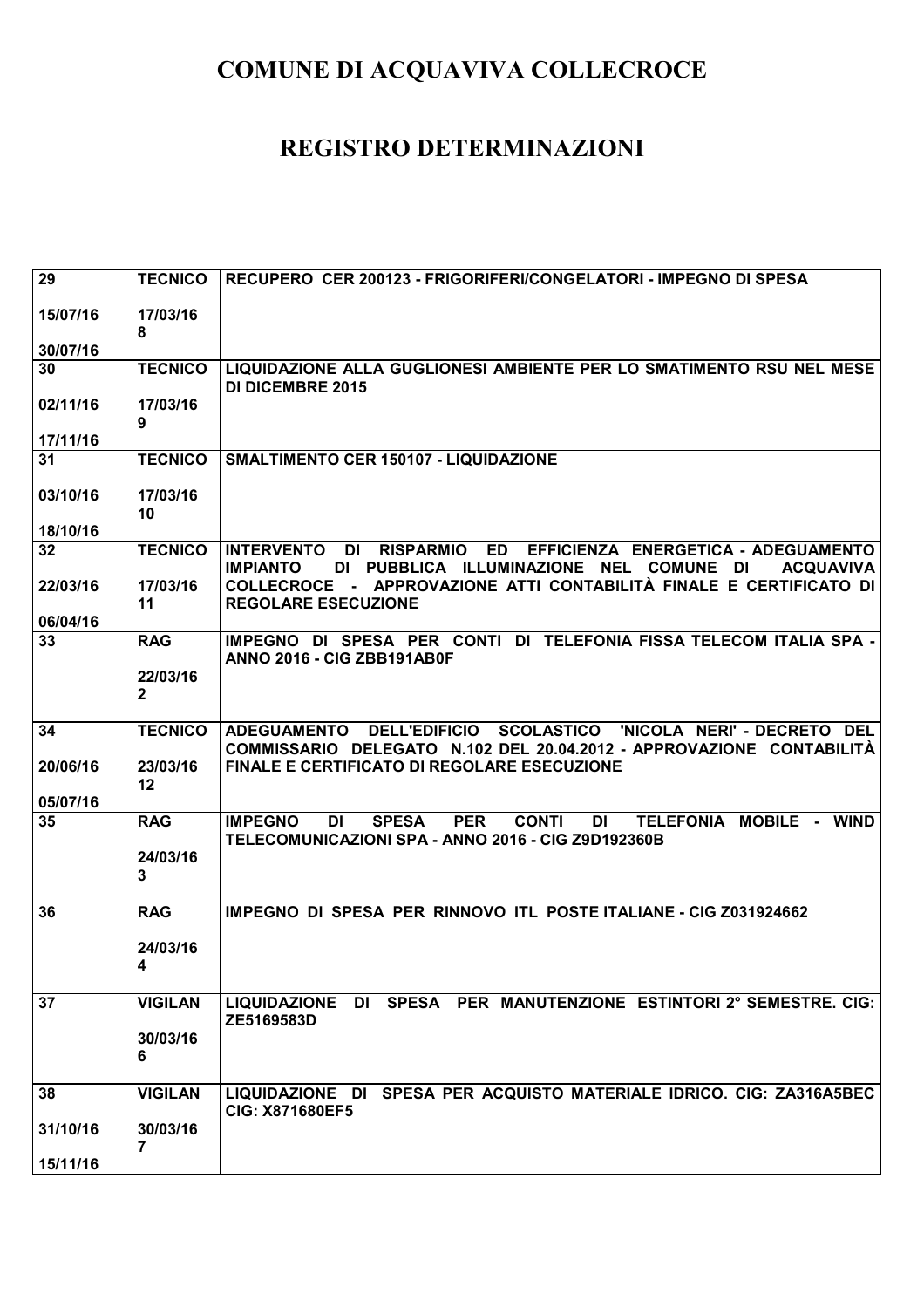# COMUNE DI ACQUAVIVA COLLECROCE

# REGISTRO DETERMINAZIONI

| | | |
|---|---|---|
| 29<br><br>15/07/16<br><br>30/07/16 | TECNICO<br><br>17/03/16<br>8 | RECUPERO CER 200123 - FRIGORIFERI/CONGELATORI - IMPEGNO DI SPESA |
| 30<br><br>02/11/16<br><br>17/11/16 | TECNICO<br><br>17/03/16<br>9 | LIQUIDAZIONE ALLA GUGLIONESI AMBIENTE PER LO SMATIMENTO RSU NEL MESE DI DICEMBRE 2015 |
| 31<br><br>03/10/16<br><br>18/10/16 | TECNICO<br><br>17/03/16<br>10 | SMALTIMENTO CER 150107 - LIQUIDAZIONE |
| 32<br><br>22/03/16<br><br>06/04/16 | TECNICO<br><br>17/03/16<br>11 | INTERVENTO DI RISPARMIO ED EFFICIENZA ENERGETICA - ADEGUAMENTO IMPIANTO DI PUBBLICA ILLUMINAZIONE NEL COMUNE DI ACQUAVIVA COLLECROCE - APPROVAZIONE ATTI CONTABILITÀ FINALE E CERTIFICATO DI REGOLARE ESECUZIONE |
| 33 | RAG<br><br>22/03/16<br>2 | IMPEGNO DI SPESA PER CONTI DI TELEFONIA FISSA TELECOM ITALIA SPA - ANNO 2016 - CIG ZBB191AB0F |
| 34<br><br>20/06/16<br><br>05/07/16 | TECNICO<br><br>23/03/16<br>12 | ADEGUAMENTO DELL'EDIFICIO SCOLASTICO 'NICOLA NERI' - DECRETO DEL COMMISSARIO DELEGATO N.102 DEL 20.04.2012 - APPROVAZIONE CONTABILITÀ FINALE E CERTIFICATO DI REGOLARE ESECUZIONE |
| 35 | RAG<br><br>24/03/16<br>3 | IMPEGNO DI SPESA PER CONTI DI TELEFONIA MOBILE - WIND TELECOMUNICAZIONI SPA - ANNO 2016 - CIG Z9D192360B |
| 36 | RAG<br><br>24/03/16<br>4 | IMPEGNO DI SPESA PER RINNOVO ITL POSTE ITALIANE - CIG Z031924662 |
| 37 | VIGILAN<br><br>30/03/16<br>6 | LIQUIDAZIONE DI SPESA PER MANUTENZIONE ESTINTORI 2° SEMESTRE. CIG: ZE5169583D |
| 38<br><br>31/10/16<br><br>15/11/16 | VIGILAN<br><br>30/03/16<br>7 | LIQUIDAZIONE DI SPESA PER ACQUISTO MATERIALE IDRICO. CIG: ZA316A5BEC CIG: X871680EF5 |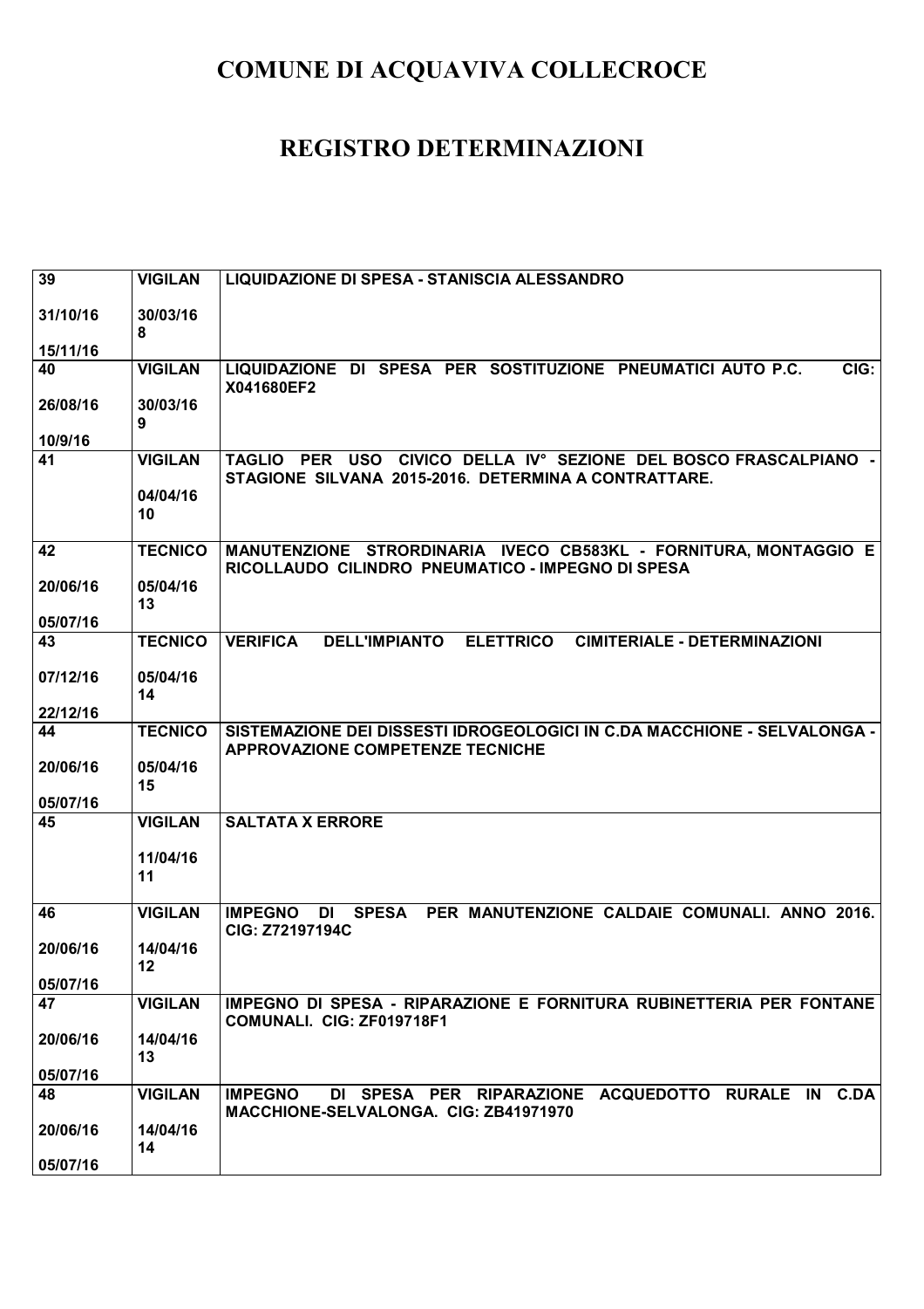# COMUNE DI ACQUAVIVA COLLECROCE

# REGISTRO DETERMINAZIONI

| | | |
|---|---|---|
| 39<br><br>31/10/16<br><br>15/11/16 | VIGILAN<br><br>30/03/16<br>8 | LIQUIDAZIONE DI SPESA - STANISCIA ALESSANDRO |
| 40<br><br>26/08/16<br><br>10/9/16 | VIGILAN<br><br>30/03/16<br>9 | LIQUIDAZIONE DI SPESA PER SOSTITUZIONE PNEUMATICI AUTO P.C. CIG: X041680EF2 |
| 41 | VIGILAN<br><br>04/04/16<br>10 | TAGLIO PER USO CIVICO DELLA IV° SEZIONE DEL BOSCO FRASCALPIANO - STAGIONE SILVANA 2015-2016. DETERMINA A CONTRATTARE. |
| 42<br><br>20/06/16<br><br>05/07/16 | TECNICO<br><br>05/04/16<br>13 | MANUTENZIONE STRORDINARIA IVECO CB583KL - FORNITURA, MONTAGGIO E RICOLLAUDO CILINDRO PNEUMATICO - IMPEGNO DI SPESA |
| 43<br><br>07/12/16<br><br>22/12/16 | TECNICO<br><br>05/04/16<br>14 | VERIFICA DELL'IMPIANTO ELETTRICO CIMITERIALE - DETERMINAZIONI |
| 44<br><br>20/06/16<br><br>05/07/16 | TECNICO<br><br>05/04/16<br>15 | SISTEMAZIONE DEI DISSESTI IDROGEOLOGICI IN C.DA MACCHIONE - SELVALONGA - APPROVAZIONE COMPETENZE TECNICHE |
| 45 | VIGILAN<br><br>11/04/16<br>11 | SALTATA X ERRORE |
| 46<br><br>20/06/16<br><br>05/07/16 | VIGILAN<br><br>14/04/16<br>12 | IMPEGNO DI SPESA PER MANUTENZIONE CALDAIE COMUNALI. ANNO 2016. CIG: Z72197194C |
| 47<br><br>20/06/16<br><br>05/07/16 | VIGILAN<br><br>14/04/16<br>13 | IMPEGNO DI SPESA - RIPARAZIONE E FORNITURA RUBINETTERIA PER FONTANE COMUNALI. CIG: ZF019718F1 |
| 48<br><br>20/06/16<br><br>05/07/16 | VIGILAN<br><br>14/04/16<br>14 | IMPEGNO DI SPESA PER RIPARAZIONE ACQUEDOTTO RURALE IN C.DA MACCHIONE-SELVALONGA. CIG: ZB41971970 |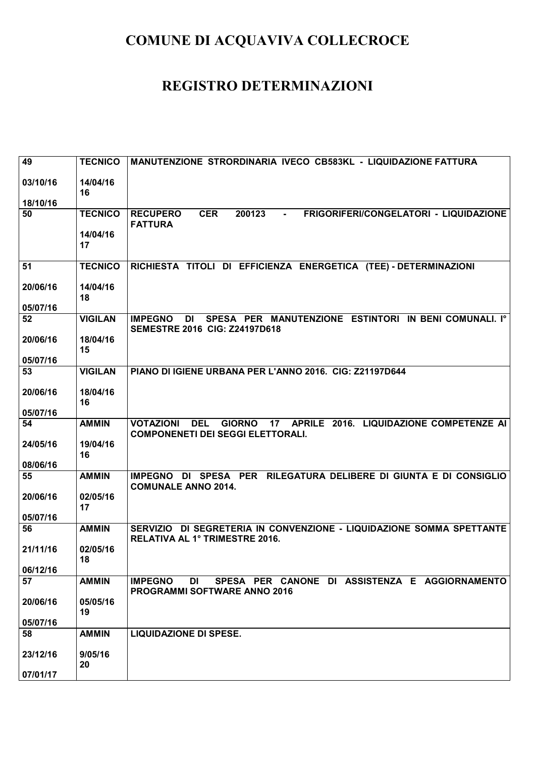# COMUNE DI ACQUAVIVA COLLECROCE

# REGISTRO DETERMINAZIONI

| | | |
|---|---|---|
| **49**<br>**03/10/16**<br>**18/10/16** | **TECNICO**<br>**14/04/16**<br>**16** | **MANUTENZIONE STRORDINARIA IVECO CB583KL - LIQUIDAZIONE FATTURA** |
| **50** | **TECNICO**<br>**14/04/16**<br>**17** | **RECUPERO CER 200123 - FRIGORIFERI/CONGELATORI - LIQUIDAZIONE FATTURA** |
| **51**<br>**20/06/16**<br>**05/07/16** | **TECNICO**<br>**14/04/16**<br>**18** | **RICHIESTA TITOLI DI EFFICIENZA ENERGETICA (TEE) - DETERMINAZIONI** |
| **52**<br>**20/06/16**<br>**05/07/16** | **VIGILAN**<br>**18/04/16**<br>**15** | **IMPEGNO DI SPESA PER MANUTENZIONE ESTINTORI IN BENI COMUNALI. I° SEMESTRE 2016 CIG: Z24197D618** |
| **53**<br>**20/06/16**<br>**05/07/16** | **VIGILAN**<br>**18/04/16**<br>**16** | **PIANO DI IGIENE URBANA PER L'ANNO 2016. CIG: Z21197D644** |
| **54**<br>**24/05/16**<br>**08/06/16** | **AMMIN**<br>**19/04/16**<br>**16** | **VOTAZIONI DEL GIORNO 17 APRILE 2016. LIQUIDAZIONE COMPETENZE AI COMPONENETI DEI SEGGI ELETTORALI.** |
| **55**<br>**20/06/16**<br>**05/07/16** | **AMMIN**<br>**02/05/16**<br>**17** | **IMPEGNO DI SPESA PER RILEGATURA DELIBERE DI GIUNTA E DI CONSIGLIO COMUNALE ANNO 2014.** |
| **56**<br>**21/11/16**<br>**06/12/16** | **AMMIN**<br>**02/05/16**<br>**18** | **SERVIZIO DI SEGRETERIA IN CONVENZIONE - LIQUIDAZIONE SOMMA SPETTANTE RELATIVA AL 1° TRIMESTRE 2016.** |
| **57**<br>**20/06/16**<br>**05/07/16** | **AMMIN**<br>**05/05/16**<br>**19** | **IMPEGNO DI SPESA PER CANONE DI ASSISTENZA E AGGIORNAMENTO PROGRAMMI SOFTWARE ANNO 2016** |
| **58**<br>**23/12/16**<br>**07/01/17** | **AMMIN**<br>**9/05/16**<br>**20** | **LIQUIDAZIONE DI SPESE.** |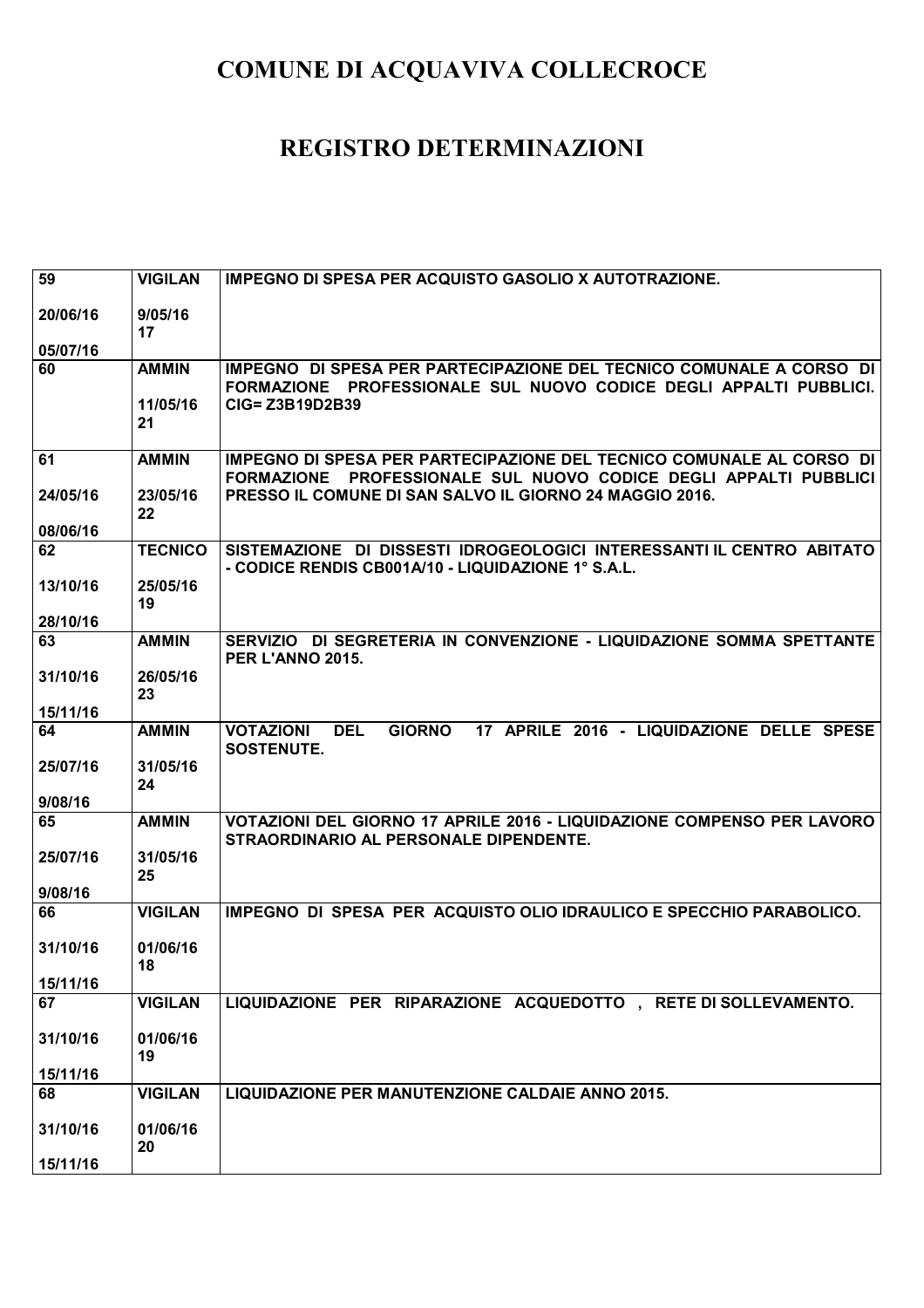# COMUNE DI ACQUAVIVA COLLECROCE

# REGISTRO DETERMINAZIONI

| | | |
|---|---|---|
| **59**<br><br>**20/06/16**<br><br>**05/07/16** | **VIGILAN**<br><br>**9/05/16**<br>**17** | **IMPEGNO DI SPESA PER ACQUISTO GASOLIO X AUTOTRAZIONE.** |
| **60** | **AMMIN**<br><br>**11/05/16**<br>**21** | **IMPEGNO DI SPESA PER PARTECIPAZIONE DEL TECNICO COMUNALE A CORSO DI FORMAZIONE PROFESSIONALE SUL NUOVO CODICE DEGLI APPALTI PUBBLICI. CIG= Z3B19D2B39** |
| **61**<br><br>**24/05/16**<br><br>**08/06/16** | **AMMIN**<br><br>**23/05/16**<br>**22** | **IMPEGNO DI SPESA PER PARTECIPAZIONE DEL TECNICO COMUNALE AL CORSO DI FORMAZIONE PROFESSIONALE SUL NUOVO CODICE DEGLI APPALTI PUBBLICI PRESSO IL COMUNE DI SAN SALVO IL GIORNO 24 MAGGIO 2016.** |
| **62**<br><br>**13/10/16**<br><br>**28/10/16** | **TECNICO**<br><br>**25/05/16**<br>**19** | **SISTEMAZIONE DI DISSESTI IDROGEOLOGICI INTERESSANTI IL CENTRO ABITATO - CODICE RENDIS CB001A/10 - LIQUIDAZIONE 1° S.A.L.** |
| **63**<br><br>**31/10/16**<br><br>**15/11/16** | **AMMIN**<br><br>**26/05/16**<br>**23** | **SERVIZIO DI SEGRETERIA IN CONVENZIONE - LIQUIDAZIONE SOMMA SPETTANTE PER L'ANNO 2015.** |
| **64**<br><br>**25/07/16**<br><br>**9/08/16** | **AMMIN**<br><br>**31/05/16**<br>**24** | **VOTAZIONI DEL GIORNO 17 APRILE 2016 - LIQUIDAZIONE DELLE SPESE SOSTENUTE.** |
| **65**<br><br>**25/07/16**<br><br>**9/08/16** | **AMMIN**<br><br>**31/05/16**<br>**25** | **VOTAZIONI DEL GIORNO 17 APRILE 2016 - LIQUIDAZIONE COMPENSO PER LAVORO STRAORDINARIO AL PERSONALE DIPENDENTE.** |
| **66**<br><br>**31/10/16**<br><br>**15/11/16** | **VIGILAN**<br><br>**01/06/16**<br>**18** | **IMPEGNO DI SPESA PER ACQUISTO OLIO IDRAULICO E SPECCHIO PARABOLICO.** |
| **67**<br><br>**31/10/16**<br><br>**15/11/16** | **VIGILAN**<br><br>**01/06/16**<br>**19** | **LIQUIDAZIONE PER RIPARAZIONE ACQUEDOTTO , RETE DI SOLLEVAMENTO.** |
| **68**<br><br>**31/10/16**<br><br>**15/11/16** | **VIGILAN**<br><br>**01/06/16**<br>**20** | **LIQUIDAZIONE PER MANUTENZIONE CALDAIE ANNO 2015.** |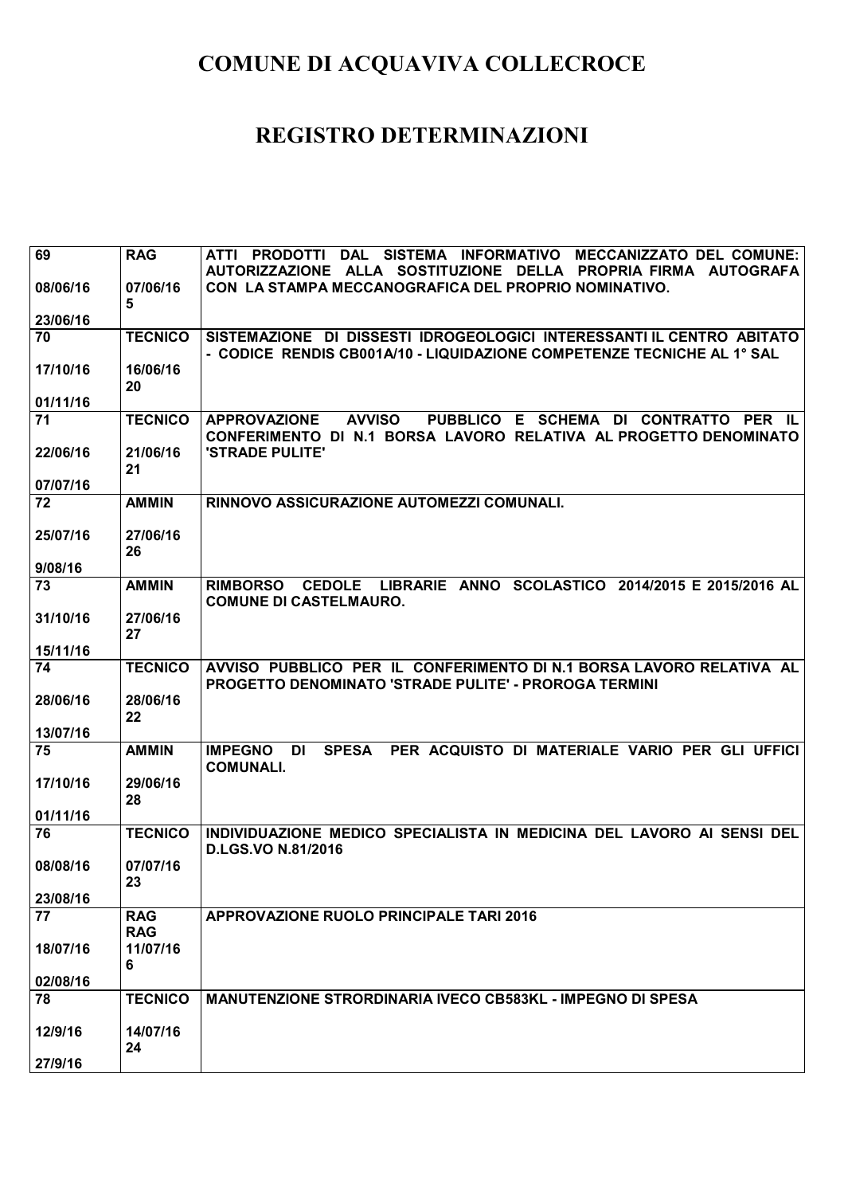# COMUNE DI ACQUAVIVA COLLECROCE

# REGISTRO DETERMINAZIONI

| | | |
|---|---|---|
| 69<br><br>08/06/16<br><br>23/06/16 | RAG<br><br>07/06/16<br>5 | ATTI PRODOTTI DAL SISTEMA INFORMATIVO MECCANIZZATO DEL COMUNE: AUTORIZZAZIONE ALLA SOSTITUZIONE DELLA PROPRIA FIRMA AUTOGRAFA CON LA STAMPA MECCANOGRAFICA DEL PROPRIO NOMINATIVO. |
| 70<br><br>17/10/16<br><br>01/11/16 | TECNICO<br><br>16/06/16<br>20 | SISTEMAZIONE DI DISSESTI IDROGEOLOGICI INTERESSANTI IL CENTRO ABITATO - CODICE RENDIS CB001A/10 - LIQUIDAZIONE COMPETENZE TECNICHE AL 1° SAL |
| 71<br><br>22/06/16<br><br>07/07/16 | TECNICO<br><br>21/06/16<br>21 | APPROVAZIONE AVVISO PUBBLICO E SCHEMA DI CONTRATTO PER IL CONFERIMENTO DI N.1 BORSA LAVORO RELATIVA AL PROGETTO DENOMINATO 'STRADE PULITE' |
| 72<br><br>25/07/16<br><br>9/08/16 | AMMIN<br><br>27/06/16<br>26 | RINNOVO ASSICURAZIONE AUTOMEZZI COMUNALI. |
| 73<br><br>31/10/16<br><br>15/11/16 | AMMIN<br><br>27/06/16<br>27 | RIMBORSO CEDOLE LIBRARIE ANNO SCOLASTICO 2014/2015 E 2015/2016 AL COMUNE DI CASTELMAURO. |
| 74<br><br>28/06/16<br><br>13/07/16 | TECNICO<br><br>28/06/16<br>22 | AVVISO PUBBLICO PER IL CONFERIMENTO DI N.1 BORSA LAVORO RELATIVA AL PROGETTO DENOMINATO 'STRADE PULITE' - PROROGA TERMINI |
| 75<br><br>17/10/16<br><br>01/11/16 | AMMIN<br><br>29/06/16<br>28 | IMPEGNO DI SPESA PER ACQUISTO DI MATERIALE VARIO PER GLI UFFICI COMUNALI. |
| 76<br><br>08/08/16<br><br>23/08/16 | TECNICO<br><br>07/07/16<br>23 | INDIVIDUAZIONE MEDICO SPECIALISTA IN MEDICINA DEL LAVORO AI SENSI DEL D.LGS.VO N.81/2016 |
| 77<br><br>18/07/16<br><br>02/08/16 | RAG<br>RAG<br>11/07/16<br>6 | APPROVAZIONE RUOLO PRINCIPALE TARI 2016 |
| 78<br><br>12/9/16<br><br>27/9/16 | TECNICO<br><br>14/07/16<br>24 | MANUTENZIONE STRORDINARIA IVECO CB583KL - IMPEGNO DI SPESA |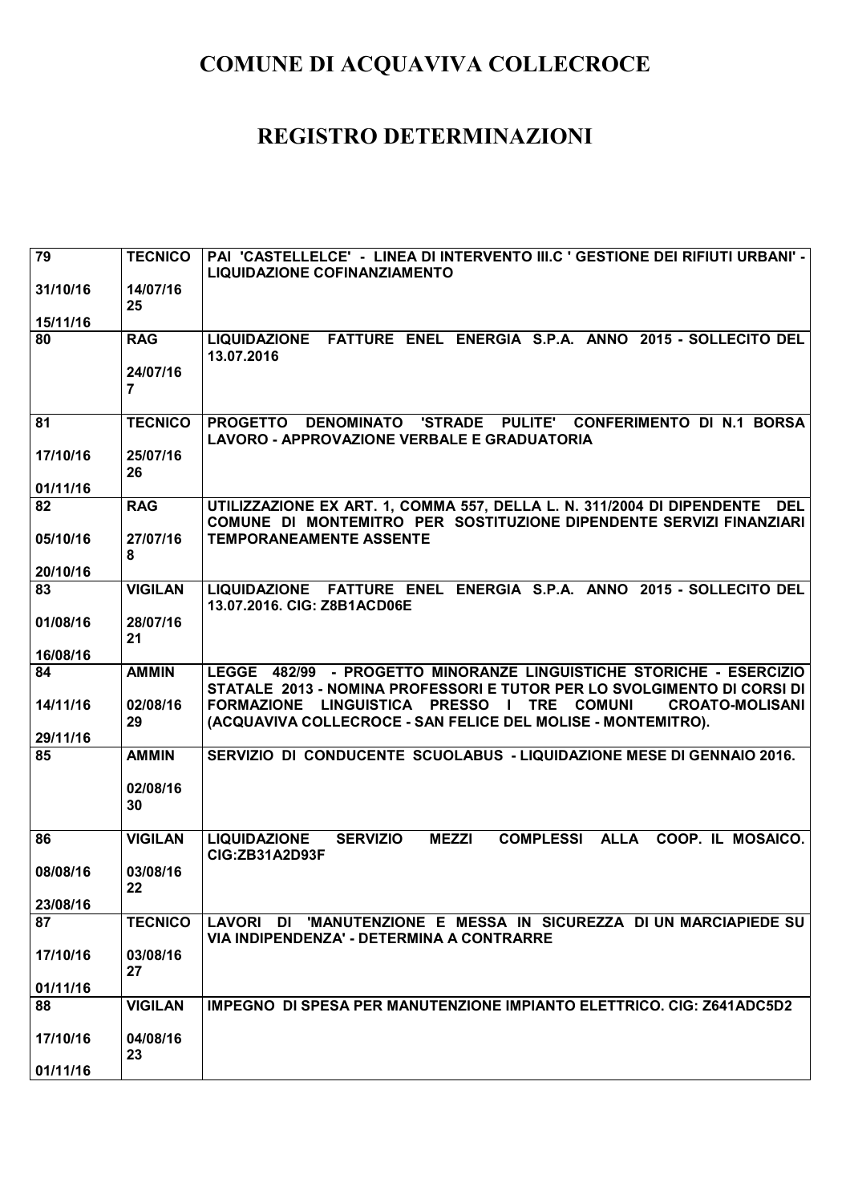# COMUNE DI ACQUAVIVA COLLECROCE

# REGISTRO DETERMINAZIONI

| | | |
|---|---|---|
| 79<br><br>31/10/16<br><br>15/11/16 | TECNICO<br><br>14/07/16<br>25 | PAI 'CASTELLELCE' - LINEA DI INTERVENTO III.C ' GESTIONE DEI RIFIUTI URBANI' - LIQUIDAZIONE COFINANZIAMENTO |
| 80 | RAG<br><br>24/07/16<br>7 | LIQUIDAZIONE FATTURE ENEL ENERGIA S.P.A. ANNO 2015 - SOLLECITO DEL 13.07.2016 |
| 81<br><br>17/10/16<br><br>01/11/16 | TECNICO<br><br>25/07/16<br>26 | PROGETTO DENOMINATO 'STRADE PULITE' CONFERIMENTO DI N.1 BORSA LAVORO - APPROVAZIONE VERBALE E GRADUATORIA |
| 82<br><br>05/10/16<br><br>20/10/16 | RAG<br><br>27/07/16<br>8 | UTILIZZAZIONE EX ART. 1, COMMA 557, DELLA L. N. 311/2004 DI DIPENDENTE DEL COMUNE DI MONTEMITRO PER SOSTITUZIONE DIPENDENTE SERVIZI FINANZIARI TEMPORANEAMENTE ASSENTE |
| 83<br><br>01/08/16<br><br>16/08/16 | VIGILAN<br><br>28/07/16<br>21 | LIQUIDAZIONE FATTURE ENEL ENERGIA S.P.A. ANNO 2015 - SOLLECITO DEL 13.07.2016. CIG: Z8B1ACD06E |
| 84<br><br>14/11/16<br><br>29/11/16 | AMMIN<br><br>02/08/16<br>29 | LEGGE 482/99 - PROGETTO MINORANZE LINGUISTICHE STORICHE - ESERCIZIO STATALE 2013 - NOMINA PROFESSORI E TUTOR PER LO SVOLGIMENTO DI CORSI DI FORMAZIONE LINGUISTICA PRESSO I TRE COMUNI CROATO-MOLISANI (ACQUAVIVA COLLECROCE - SAN FELICE DEL MOLISE - MONTEMITRO). |
| 85 | AMMIN<br><br>02/08/16<br>30 | SERVIZIO DI CONDUCENTE SCUOLABUS - LIQUIDAZIONE MESE DI GENNAIO 2016. |
| 86<br><br>08/08/16<br><br>23/08/16 | VIGILAN<br><br>03/08/16<br>22 | LIQUIDAZIONE SERVIZIO MEZZI COMPLESSI ALLA COOP. IL MOSAICO. CIG:ZB31A2D93F |
| 87<br><br>17/10/16<br><br>01/11/16 | TECNICO<br><br>03/08/16<br>27 | LAVORI DI 'MANUTENZIONE E MESSA IN SICUREZZA DI UN MARCIAPIEDE SU VIA INDIPENDENZA' - DETERMINA A CONTRARRE |
| 88<br><br>17/10/16<br><br>01/11/16 | VIGILAN<br><br>04/08/16<br>23 | IMPEGNO DI SPESA PER MANUTENZIONE IMPIANTO ELETTRICO. CIG: Z641ADC5D2 |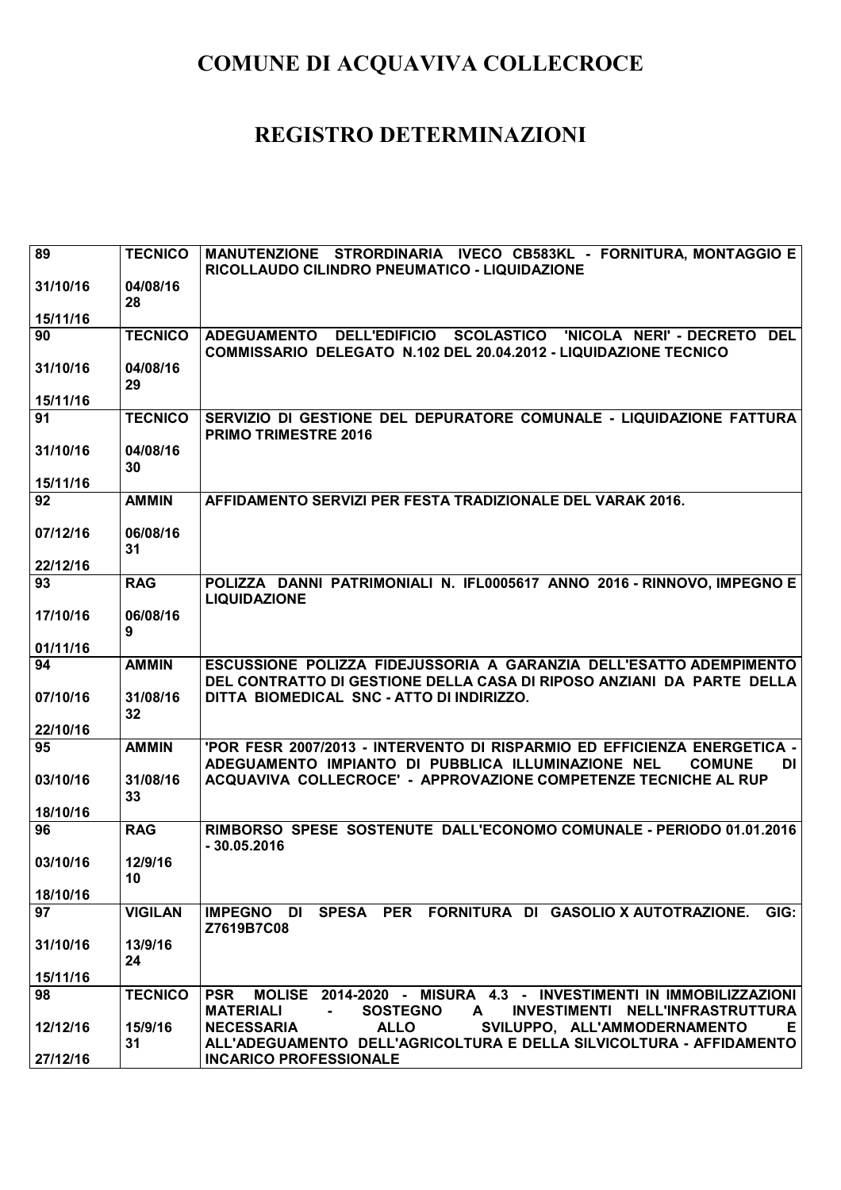# COMUNE DI ACQUAVIVA COLLECROCE

# REGISTRO DETERMINAZIONI

| | | |
|---|---|---|
| **89**<br><br>**31/10/16**<br><br>**15/11/16** | **TECNICO**<br><br>**04/08/16**<br>**28** | **MANUTENZIONE STRORDINARIA IVECO CB583KL - FORNITURA, MONTAGGIO E RICOLLAUDO CILINDRO PNEUMATICO - LIQUIDAZIONE** |
| **90**<br><br>**31/10/16**<br><br>**15/11/16** | **TECNICO**<br><br>**04/08/16**<br>**29** | **ADEGUAMENTO DELL'EDIFICIO SCOLASTICO 'NICOLA NERI' - DECRETO DEL COMMISSARIO DELEGATO N.102 DEL 20.04.2012 - LIQUIDAZIONE TECNICO** |
| **91**<br><br>**31/10/16**<br><br>**15/11/16** | **TECNICO**<br><br>**04/08/16**<br>**30** | **SERVIZIO DI GESTIONE DEL DEPURATORE COMUNALE - LIQUIDAZIONE FATTURA PRIMO TRIMESTRE 2016** |
| **92**<br><br>**07/12/16**<br><br>**22/12/16** | **AMMIN**<br><br>**06/08/16**<br>**31** | **AFFIDAMENTO SERVIZI PER FESTA TRADIZIONALE DEL VARAK 2016.** |
| **93**<br><br>**17/10/16**<br><br>**01/11/16** | **RAG**<br><br>**06/08/16**<br>**9** | **POLIZZA DANNI PATRIMONIALI N. IFL0005617 ANNO 2016 - RINNOVO, IMPEGNO E LIQUIDAZIONE** |
| **94**<br><br>**07/10/16**<br><br>**22/10/16** | **AMMIN**<br><br>**31/08/16**<br>**32** | **ESCUSSIONE POLIZZA FIDEJUSSORIA A GARANZIA DELL'ESATTO ADEMPIMENTO DEL CONTRATTO DI GESTIONE DELLA CASA DI RIPOSO ANZIANI DA PARTE DELLA DITTA BIOMEDICAL SNC - ATTO DI INDIRIZZO.** |
| **95**<br><br>**03/10/16**<br><br>**18/10/16** | **AMMIN**<br><br>**31/08/16**<br>**33** | **'POR FESR 2007/2013 - INTERVENTO DI RISPARMIO ED EFFICIENZA ENERGETICA - ADEGUAMENTO IMPIANTO DI PUBBLICA ILLUMINAZIONE NEL COMUNE DI ACQUAVIVA COLLECROCE' - APPROVAZIONE COMPETENZE TECNICHE AL RUP** |
| **96**<br><br>**03/10/16**<br><br>**18/10/16** | **RAG**<br><br>**12/9/16**<br>**10** | **RIMBORSO SPESE SOSTENUTE DALL'ECONOMO COMUNALE - PERIODO 01.01.2016 - 30.05.2016** |
| **97**<br><br>**31/10/16**<br><br>**15/11/16** | **VIGILAN**<br><br>**13/9/16**<br>**24** | **IMPEGNO DI SPESA PER FORNITURA DI GASOLIO X AUTOTRAZIONE. GIG: Z7619B7C08** |
| **98**<br><br>**12/12/16**<br><br>**27/12/16** | **TECNICO**<br><br>**15/9/16**<br>**31** | **PSR MOLISE 2014-2020 - MISURA 4.3 - INVESTIMENTI IN IMMOBILIZZAZIONI MATERIALI - SOSTEGNO A INVESTIMENTI NELL'INFRASTRUTTURA NECESSARIA ALLO SVILUPPO, ALL'AMMODERNAMENTO E ALL'ADEGUAMENTO DELL'AGRICOLTURA E DELLA SILVICOLTURA - AFFIDAMENTO INCARICO PROFESSIONALE** |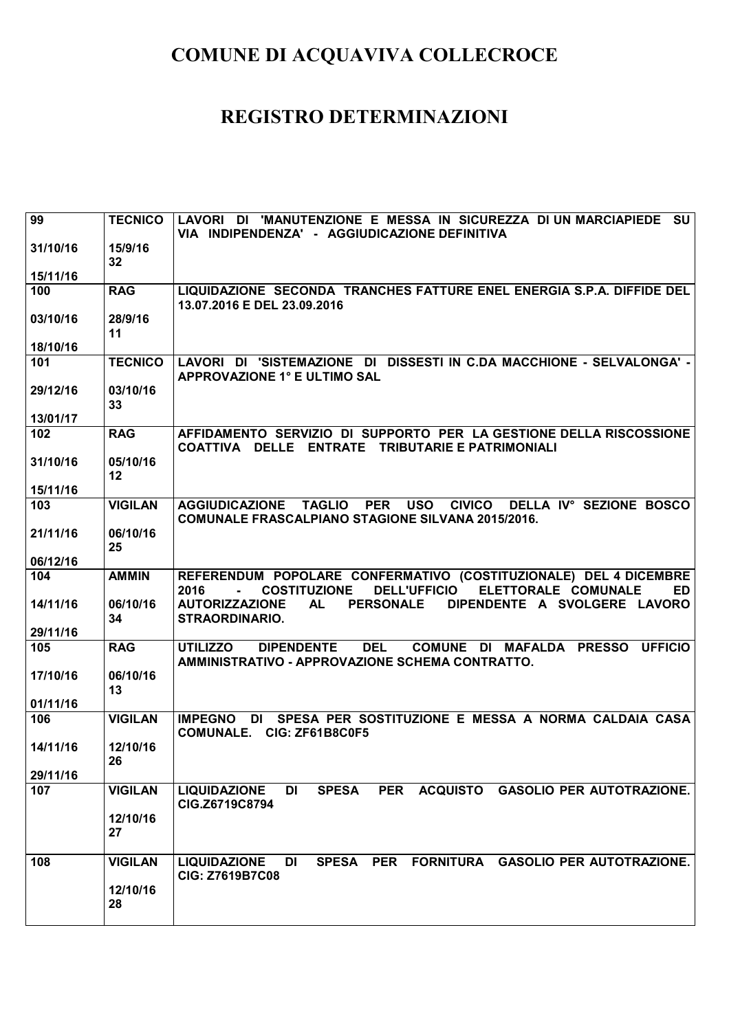# COMUNE DI ACQUAVIVA COLLECROCE

# REGISTRO DETERMINAZIONI

| | | |
|---|---|---|
| **99**<br><br>**31/10/16**<br><br>**15/11/16** | **TECNICO**<br><br>**15/9/16**<br>**32** | **LAVORI DI 'MANUTENZIONE E MESSA IN SICUREZZA DI UN MARCIAPIEDE SU VIA INDIPENDENZA' - AGGIUDICAZIONE DEFINITIVA** |
| **100**<br><br>**03/10/16**<br><br>**18/10/16** | **RAG**<br><br>**28/9/16**<br>**11** | **LIQUIDAZIONE SECONDA TRANCHES FATTURE ENEL ENERGIA S.P.A. DIFFIDE DEL 13.07.2016 E DEL 23.09.2016** |
| **101**<br><br>**29/12/16**<br><br>**13/01/17** | **TECNICO**<br><br>**03/10/16**<br>**33** | **LAVORI DI 'SISTEMAZIONE DI DISSESTI IN C.DA MACCHIONE - SELVALONGA' - APPROVAZIONE 1° E ULTIMO SAL** |
| **102**<br><br>**31/10/16**<br><br>**15/11/16** | **RAG**<br><br>**05/10/16**<br>**12** | **AFFIDAMENTO SERVIZIO DI SUPPORTO PER LA GESTIONE DELLA RISCOSSIONE COATTIVA DELLE ENTRATE TRIBUTARIE E PATRIMONIALI** |
| **103**<br><br>**21/11/16**<br><br>**06/12/16** | **VIGILAN**<br><br>**06/10/16**<br>**25** | **AGGIUDICAZIONE TAGLIO PER USO CIVICO DELLA IV° SEZIONE BOSCO COMUNALE FRASCALPIANO STAGIONE SILVANA 2015/2016.** |
| **104**<br><br>**14/11/16**<br><br>**29/11/16** | **AMMIN**<br><br>**06/10/16**<br>**34** | **REFERENDUM POPOLARE CONFERMATIVO (COSTITUZIONALE) DEL 4 DICEMBRE 2016 - COSTITUZIONE DELL'UFFICIO ELETTORALE COMUNALE ED AUTORIZZAZIONE AL PERSONALE DIPENDENTE A SVOLGERE LAVORO STRAORDINARIO.** |
| **105**<br><br>**17/10/16**<br><br>**01/11/16** | **RAG**<br><br>**06/10/16**<br>**13** | **UTILIZZO DIPENDENTE DEL COMUNE DI MAFALDA PRESSO UFFICIO AMMINISTRATIVO - APPROVAZIONE SCHEMA CONTRATTO.** |
| **106**<br><br>**14/11/16**<br><br>**29/11/16** | **VIGILAN**<br><br>**12/10/16**<br>**26** | **IMPEGNO DI SPESA PER SOSTITUZIONE E MESSA A NORMA CALDAIA CASA COMUNALE. CIG: ZF61B8C0F5** |
| **107** | **VIGILAN**<br><br>**12/10/16**<br>**27** | **LIQUIDAZIONE DI SPESA PER ACQUISTO GASOLIO PER AUTOTRAZIONE. CIG.Z6719C8794** |
| **108** | **VIGILAN**<br><br>**12/10/16**<br>**28** | **LIQUIDAZIONE DI SPESA PER FORNITURA GASOLIO PER AUTOTRAZIONE. CIG: Z7619B7C08** |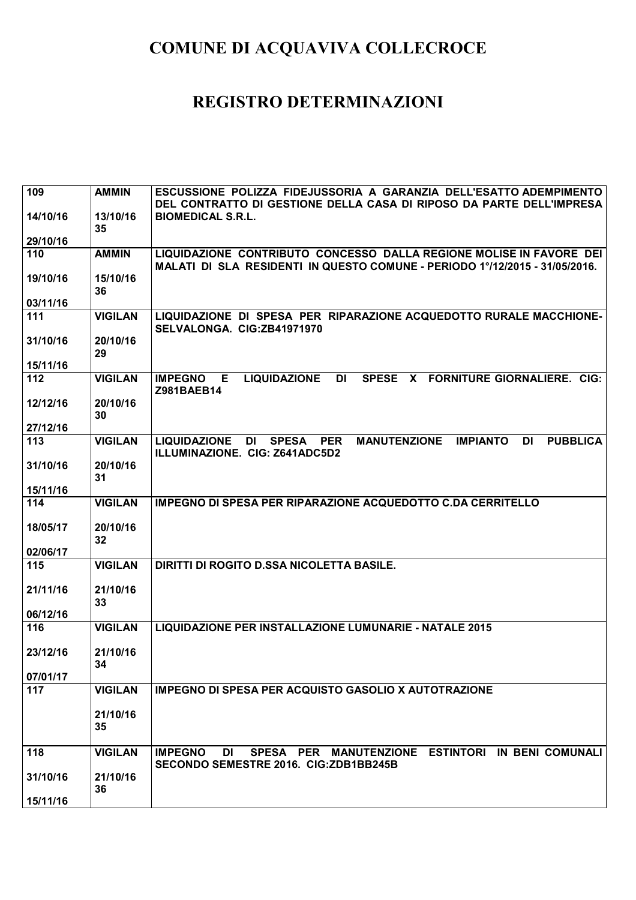# COMUNE DI ACQUAVIVA COLLECROCE

# REGISTRO DETERMINAZIONI

| | | |
|---|---|---|
| 109<br><br>14/10/16<br><br>29/10/16 | AMMIN<br><br>13/10/16<br>35 | ESCUSSIONE POLIZZA FIDEJUSSORIA A GARANZIA DELL'ESATTO ADEMPIMENTO DEL CONTRATTO DI GESTIONE DELLA CASA DI RIPOSO DA PARTE DELL'IMPRESA BIOMEDICAL S.R.L. |
| 110<br><br>19/10/16<br><br>03/11/16 | AMMIN<br><br>15/10/16<br>36 | LIQUIDAZIONE CONTRIBUTO CONCESSO DALLA REGIONE MOLISE IN FAVORE DEI MALATI DI SLA RESIDENTI IN QUESTO COMUNE - PERIODO 1°/12/2015 - 31/05/2016. |
| 111<br><br>31/10/16<br><br>15/11/16 | VIGILAN<br><br>20/10/16<br>29 | LIQUIDAZIONE DI SPESA PER RIPARAZIONE ACQUEDOTTO RURALE MACCHIONE-SELVALONGA. CIG:ZB41971970 |
| 112<br><br>12/12/16<br><br>27/12/16 | VIGILAN<br><br>20/10/16<br>30 | IMPEGNO E LIQUIDAZIONE DI SPESE X FORNITURE GIORNALIERE. CIG: Z981BAEB14 |
| 113<br><br>31/10/16<br><br>15/11/16 | VIGILAN<br><br>20/10/16<br>31 | LIQUIDAZIONE DI SPESA PER MANUTENZIONE IMPIANTO DI PUBBLICA ILLUMINAZIONE. CIG: Z641ADC5D2 |
| 114<br><br>18/05/17<br><br>02/06/17 | VIGILAN<br><br>20/10/16<br>32 | IMPEGNO DI SPESA PER RIPARAZIONE ACQUEDOTTO C.DA CERRITELLO |
| 115<br><br>21/11/16<br><br>06/12/16 | VIGILAN<br><br>21/10/16<br>33 | DIRITTI DI ROGITO D.SSA NICOLETTA BASILE. |
| 116<br><br>23/12/16<br><br>07/01/17 | VIGILAN<br><br>21/10/16<br>34 | LIQUIDAZIONE PER INSTALLAZIONE LUMUNARIE - NATALE 2015 |
| 117 | VIGILAN<br><br>21/10/16<br>35 | IMPEGNO DI SPESA PER ACQUISTO GASOLIO X AUTOTRAZIONE |
| 118<br><br>31/10/16<br><br>15/11/16 | VIGILAN<br><br>21/10/16<br>36 | IMPEGNO DI SPESA PER MANUTENZIONE ESTINTORI IN BENI COMUNALI SECONDO SEMESTRE 2016. CIG:ZDB1BB245B |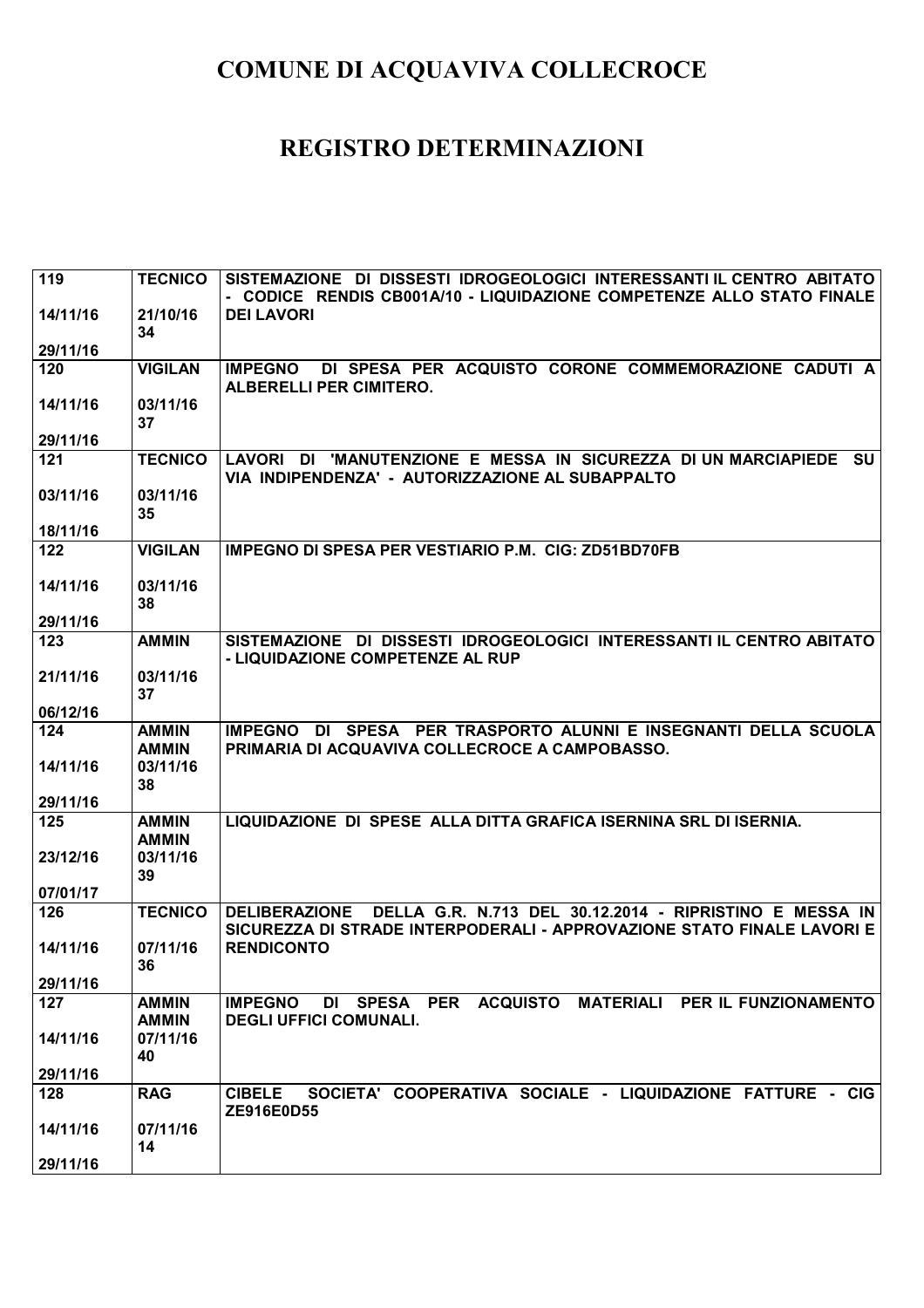# COMUNE DI ACQUAVIVA COLLECROCE

# REGISTRO DETERMINAZIONI

| | | |
|---|---|---|
| 119<br><br>14/11/16<br><br>29/11/16 | TECNICO<br><br>21/10/16<br>34 | SISTEMAZIONE DI DISSESTI IDROGEOLOGICI INTERESSANTI IL CENTRO ABITATO - CODICE RENDIS CB001A/10 - LIQUIDAZIONE COMPETENZE ALLO STATO FINALE DEI LAVORI |
| 120<br><br>14/11/16<br><br>29/11/16 | VIGILAN<br><br>03/11/16<br>37 | IMPEGNO DI SPESA PER ACQUISTO CORONE COMMEMORAZIONE CADUTI A ALBERELLI PER CIMITERO. |
| 121<br><br>03/11/16<br><br>18/11/16 | TECNICO<br><br>03/11/16<br>35 | LAVORI DI 'MANUTENZIONE E MESSA IN SICUREZZA DI UN MARCIAPIEDE SU VIA INDIPENDENZA' - AUTORIZZAZIONE AL SUBAPPALTO |
| 122<br><br>14/11/16<br><br>29/11/16 | VIGILAN<br><br>03/11/16<br>38 | IMPEGNO DI SPESA PER VESTIARIO P.M. CIG: ZD51BD70FB |
| 123<br><br>21/11/16<br><br>06/12/16 | AMMIN<br><br>03/11/16<br>37 | SISTEMAZIONE DI DISSESTI IDROGEOLOGICI INTERESSANTI IL CENTRO ABITATO - LIQUIDAZIONE COMPETENZE AL RUP |
| 124<br><br>14/11/16<br><br>29/11/16 | AMMIN<br>AMMIN<br>03/11/16<br>38 | IMPEGNO DI SPESA PER TRASPORTO ALUNNI E INSEGNANTI DELLA SCUOLA PRIMARIA DI ACQUAVIVA COLLECROCE A CAMPOBASSO. |
| 125<br><br>23/12/16<br><br>07/01/17 | AMMIN<br>AMMIN<br>03/11/16<br>39 | LIQUIDAZIONE DI SPESE ALLA DITTA GRAFICA ISERNINA SRL DI ISERNIA. |
| 126<br><br>14/11/16<br><br>29/11/16 | TECNICO<br><br>07/11/16<br>36 | DELIBERAZIONE DELLA G.R. N.713 DEL 30.12.2014 - RIPRISTINO E MESSA IN SICUREZZA DI STRADE INTERPODERALI - APPROVAZIONE STATO FINALE LAVORI E RENDICONTO |
| 127<br><br>14/11/16<br><br>29/11/16 | AMMIN<br>AMMIN<br>07/11/16<br>40 | IMPEGNO DI SPESA PER ACQUISTO MATERIALI PER IL FUNZIONAMENTO DEGLI UFFICI COMUNALI. |
| 128<br><br>14/11/16<br><br>29/11/16 | RAG<br><br>07/11/16<br>14 | CIBELE SOCIETA' COOPERATIVA SOCIALE - LIQUIDAZIONE FATTURE - CIG ZE916E0D55 |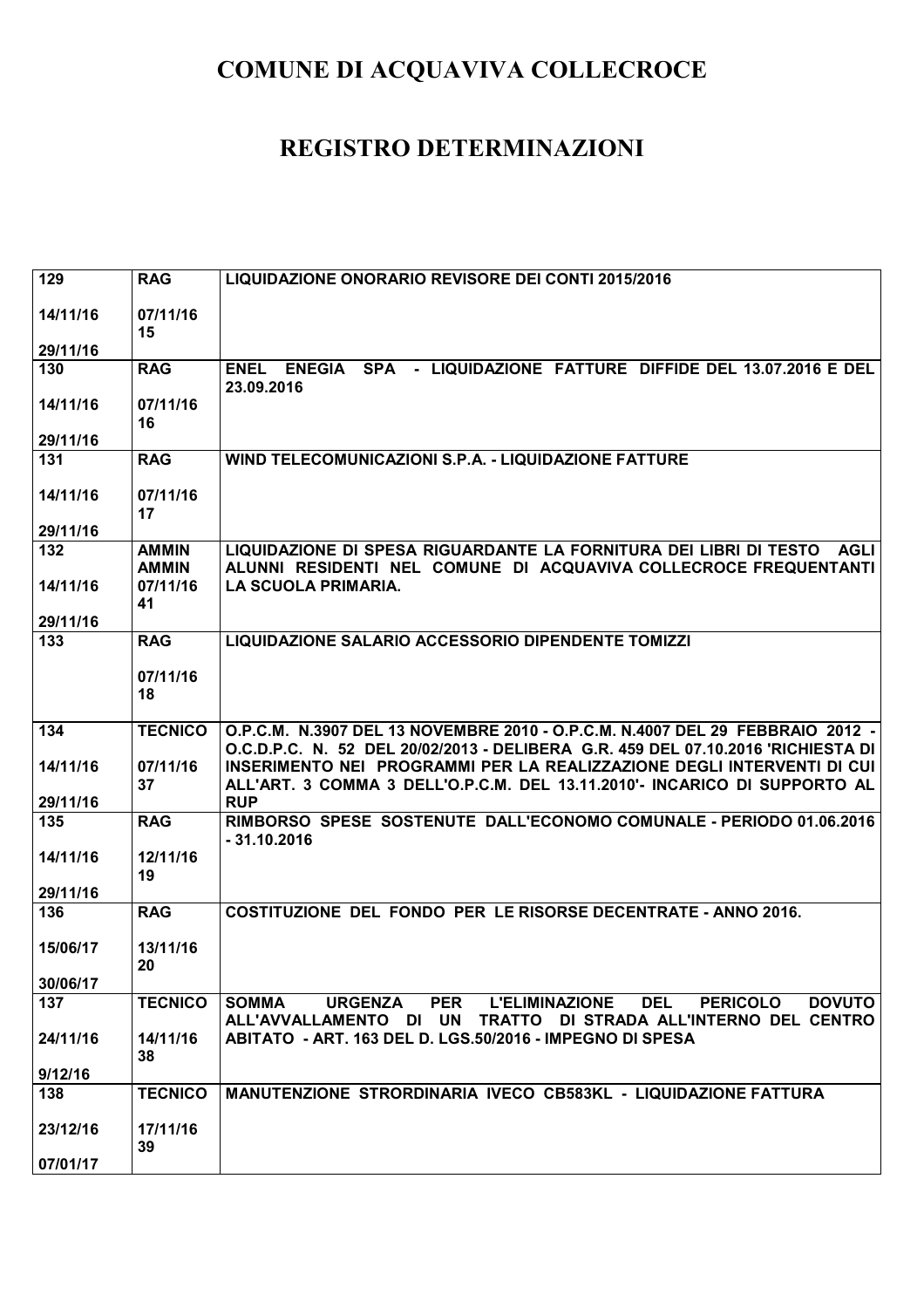# COMUNE DI ACQUAVIVA COLLECROCE

# REGISTRO DETERMINAZIONI

| | | |
|---|---|---|
| 129<br><br>14/11/16<br><br>29/11/16 | RAG<br><br>07/11/16<br>15 | LIQUIDAZIONE ONORARIO REVISORE DEI CONTI 2015/2016 |
| 130<br><br>14/11/16<br><br>29/11/16 | RAG<br><br>07/11/16<br>16 | ENEL ENEGIA SPA - LIQUIDAZIONE FATTURE DIFFIDE DEL 13.07.2016 E DEL 23.09.2016 |
| 131<br><br>14/11/16<br><br>29/11/16 | RAG<br><br>07/11/16<br>17 | WIND TELECOMUNICAZIONI S.P.A. - LIQUIDAZIONE FATTURE |
| 132<br><br>14/11/16<br><br>29/11/16 | AMMIN<br>AMMIN<br>07/11/16<br>41 | LIQUIDAZIONE DI SPESA RIGUARDANTE LA FORNITURA DEI LIBRI DI TESTO AGLI ALUNNI RESIDENTI NEL COMUNE DI ACQUAVIVA COLLECROCE FREQUENTANTI LA SCUOLA PRIMARIA. |
| 133 | RAG<br><br>07/11/16<br>18 | LIQUIDAZIONE SALARIO ACCESSORIO DIPENDENTE TOMIZZI |
| 134<br><br>14/11/16<br><br>29/11/16 | TECNICO<br><br>07/11/16<br>37 | O.P.C.M. N.3907 DEL 13 NOVEMBRE 2010 - O.P.C.M. N.4007 DEL 29 FEBBRAIO 2012 - O.C.D.P.C. N. 52 DEL 20/02/2013 - DELIBERA G.R. 459 DEL 07.10.2016 'RICHIESTA DI INSERIMENTO NEI PROGRAMMI PER LA REALIZZAZIONE DEGLI INTERVENTI DI CUI ALL'ART. 3 COMMA 3 DELL'O.P.C.M. DEL 13.11.2010'- INCARICO DI SUPPORTO AL RUP |
| 135<br><br>14/11/16<br><br>29/11/16 | RAG<br><br>12/11/16<br>19 | RIMBORSO SPESE SOSTENUTE DALL'ECONOMO COMUNALE - PERIODO 01.06.2016 - 31.10.2016 |
| 136<br><br>15/06/17<br><br>30/06/17 | RAG<br><br>13/11/16<br>20 | COSTITUZIONE DEL FONDO PER LE RISORSE DECENTRATE - ANNO 2016. |
| 137<br><br>24/11/16<br><br>9/12/16 | TECNICO<br><br>14/11/16<br>38 | SOMMA URGENZA PER L'ELIMINAZIONE DEL PERICOLO DOVUTO ALL'AVVALLAMENTO DI UN TRATTO DI STRADA ALL'INTERNO DEL CENTRO ABITATO - ART. 163 DEL D. LGS.50/2016 - IMPEGNO DI SPESA |
| 138<br><br>23/12/16<br><br>07/01/17 | TECNICO<br><br>17/11/16<br>39 | MANUTENZIONE STRORDINARIA IVECO CB583KL - LIQUIDAZIONE FATTURA |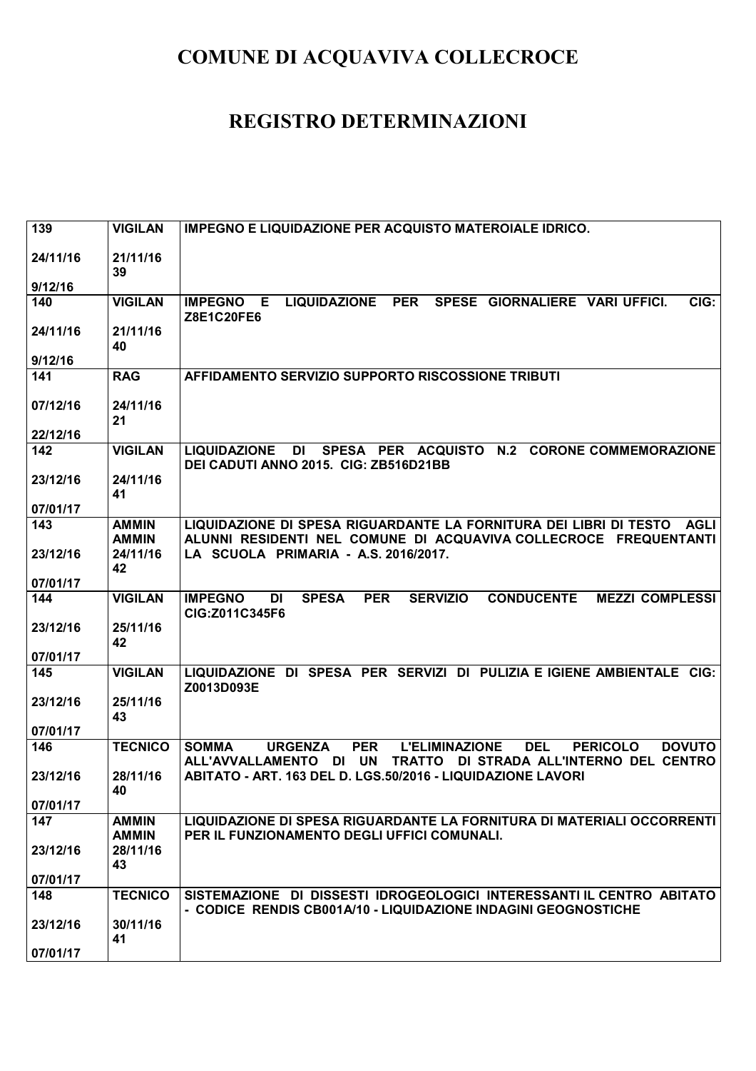# COMUNE DI ACQUAVIVA COLLECROCE

# REGISTRO DETERMINAZIONI

| | | |
|---|---|---|
| 139<br><br>24/11/16<br><br>9/12/16 | VIGILAN<br><br>21/11/16<br>39 | IMPEGNO E LIQUIDAZIONE PER ACQUISTO MATEROIALE IDRICO. |
| 140<br><br>24/11/16<br><br>9/12/16 | VIGILAN<br><br>21/11/16<br>40 | IMPEGNO E LIQUIDAZIONE PER SPESE GIORNALIERE VARI UFFICI. CIG: Z8E1C20FE6 |
| 141<br><br>07/12/16<br><br>22/12/16 | RAG<br><br>24/11/16<br>21 | AFFIDAMENTO SERVIZIO SUPPORTO RISCOSSIONE TRIBUTI |
| 142<br><br>23/12/16<br><br>07/01/17 | VIGILAN<br><br>24/11/16<br>41 | LIQUIDAZIONE DI SPESA PER ACQUISTO N.2 CORONE COMMEMORAZIONE DEI CADUTI ANNO 2015. CIG: ZB516D21BB |
| 143<br><br>23/12/16<br><br>07/01/17 | AMMIN<br>AMMIN<br>24/11/16<br>42 | LIQUIDAZIONE DI SPESA RIGUARDANTE LA FORNITURA DEI LIBRI DI TESTO AGLI ALUNNI RESIDENTI NEL COMUNE DI ACQUAVIVA COLLECROCE FREQUENTANTI LA SCUOLA PRIMARIA - A.S. 2016/2017. |
| 144<br><br>23/12/16<br><br>07/01/17 | VIGILAN<br><br>25/11/16<br>42 | IMPEGNO DI SPESA PER SERVIZIO CONDUCENTE MEZZI COMPLESSI CIG:Z011C345F6 |
| 145<br><br>23/12/16<br><br>07/01/17 | VIGILAN<br><br>25/11/16<br>43 | LIQUIDAZIONE DI SPESA PER SERVIZI DI PULIZIA E IGIENE AMBIENTALE CIG: Z0013D093E |
| 146<br><br>23/12/16<br><br>07/01/17 | TECNICO<br><br>28/11/16<br>40 | SOMMA URGENZA PER L'ELIMINAZIONE DEL PERICOLO DOVUTO ALL'AVVALLAMENTO DI UN TRATTO DI STRADA ALL'INTERNO DEL CENTRO ABITATO - ART. 163 DEL D. LGS.50/2016 - LIQUIDAZIONE LAVORI |
| 147<br><br>23/12/16<br><br>07/01/17 | AMMIN<br>AMMIN<br>28/11/16<br>43 | LIQUIDAZIONE DI SPESA RIGUARDANTE LA FORNITURA DI MATERIALI OCCORRENTI PER IL FUNZIONAMENTO DEGLI UFFICI COMUNALI. |
| 148<br><br>23/12/16<br><br>07/01/17 | TECNICO<br><br>30/11/16<br>41 | SISTEMAZIONE DI DISSESTI IDROGEOLOGICI INTERESSANTI IL CENTRO ABITATO - CODICE RENDIS CB001A/10 - LIQUIDAZIONE INDAGINI GEOGNOSTICHE |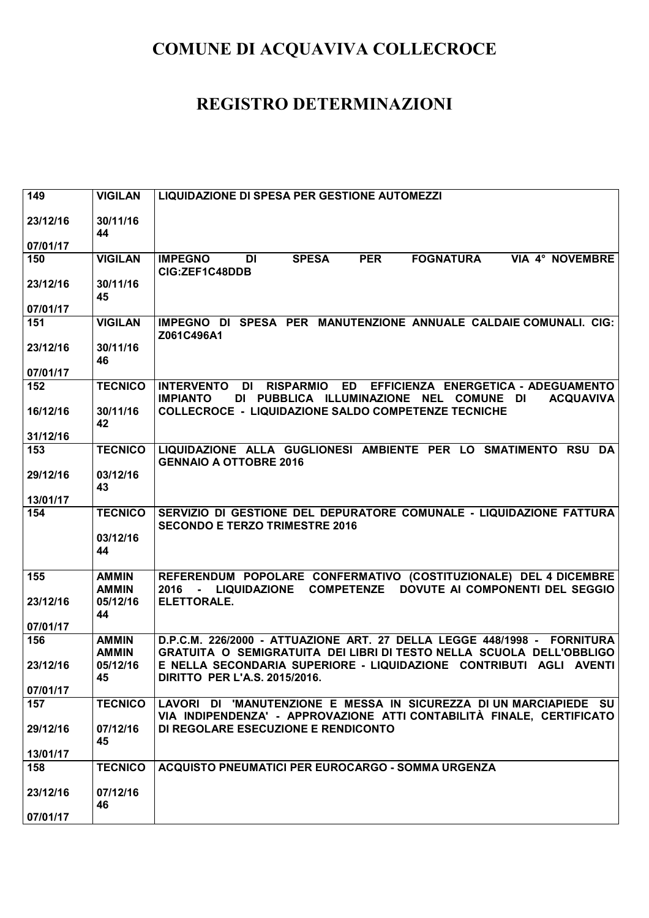# COMUNE DI ACQUAVIVA COLLECROCE

# REGISTRO DETERMINAZIONI

| | | |
|---|---|---|
| 149<br><br>23/12/16<br><br>07/01/17 | VIGILAN<br><br>30/11/16<br>44 | LIQUIDAZIONE DI SPESA PER GESTIONE AUTOMEZZI |
| 150<br><br>23/12/16<br><br>07/01/17 | VIGILAN<br><br>30/11/16<br>45 | IMPEGNO DI SPESA PER FOGNATURA VIA 4° NOVEMBRE CIG:ZEF1C48DDB |
| 151<br><br>23/12/16<br><br>07/01/17 | VIGILAN<br><br>30/11/16<br>46 | IMPEGNO DI SPESA PER MANUTENZIONE ANNUALE CALDAIE COMUNALI. CIG: Z061C496A1 |
| 152<br><br>16/12/16<br><br>31/12/16 | TECNICO<br><br>30/11/16<br>42 | INTERVENTO DI RISPARMIO ED EFFICIENZA ENERGETICA - ADEGUAMENTO IMPIANTO DI PUBBLICA ILLUMINAZIONE NEL COMUNE DI ACQUAVIVA COLLECROCE - LIQUIDAZIONE SALDO COMPETENZE TECNICHE |
| 153<br><br>29/12/16<br><br>13/01/17 | TECNICO<br><br>03/12/16<br>43 | LIQUIDAZIONE ALLA GUGLIONESI AMBIENTE PER LO SMATIMENTO RSU DA GENNAIO A OTTOBRE 2016 |
| 154 | TECNICO<br><br>03/12/16<br>44 | SERVIZIO DI GESTIONE DEL DEPURATORE COMUNALE - LIQUIDAZIONE FATTURA SECONDO E TERZO TRIMESTRE 2016 |
| 155<br><br>23/12/16<br><br>07/01/17 | AMMIN<br>AMMIN<br>05/12/16<br>44 | REFERENDUM POPOLARE CONFERMATIVO (COSTITUZIONALE) DEL 4 DICEMBRE 2016 - LIQUIDAZIONE COMPETENZE DOVUTE AI COMPONENTI DEL SEGGIO ELETTORALE. |
| 156<br><br>23/12/16<br><br>07/01/17 | AMMIN<br>AMMIN<br>05/12/16<br>45 | D.P.C.M. 226/2000 - ATTUAZIONE ART. 27 DELLA LEGGE 448/1998 - FORNITURA GRATUITA O SEMIGRATUITA DEI LIBRI DI TESTO NELLA SCUOLA DELL'OBBLIGO E NELLA SECONDARIA SUPERIORE - LIQUIDAZIONE CONTRIBUTI AGLI AVENTI DIRITTO PER L'A.S. 2015/2016. |
| 157<br><br>29/12/16<br><br>13/01/17 | TECNICO<br><br>07/12/16<br>45 | LAVORI DI 'MANUTENZIONE E MESSA IN SICUREZZA DI UN MARCIAPIEDE SU VIA INDIPENDENZA' - APPROVAZIONE ATTI CONTABILITÀ FINALE, CERTIFICATO DI REGOLARE ESECUZIONE E RENDICONTO |
| 158<br><br>23/12/16<br><br>07/01/17 | TECNICO<br><br>07/12/16<br>46 | ACQUISTO PNEUMATICI PER EUROCARGO - SOMMA URGENZA |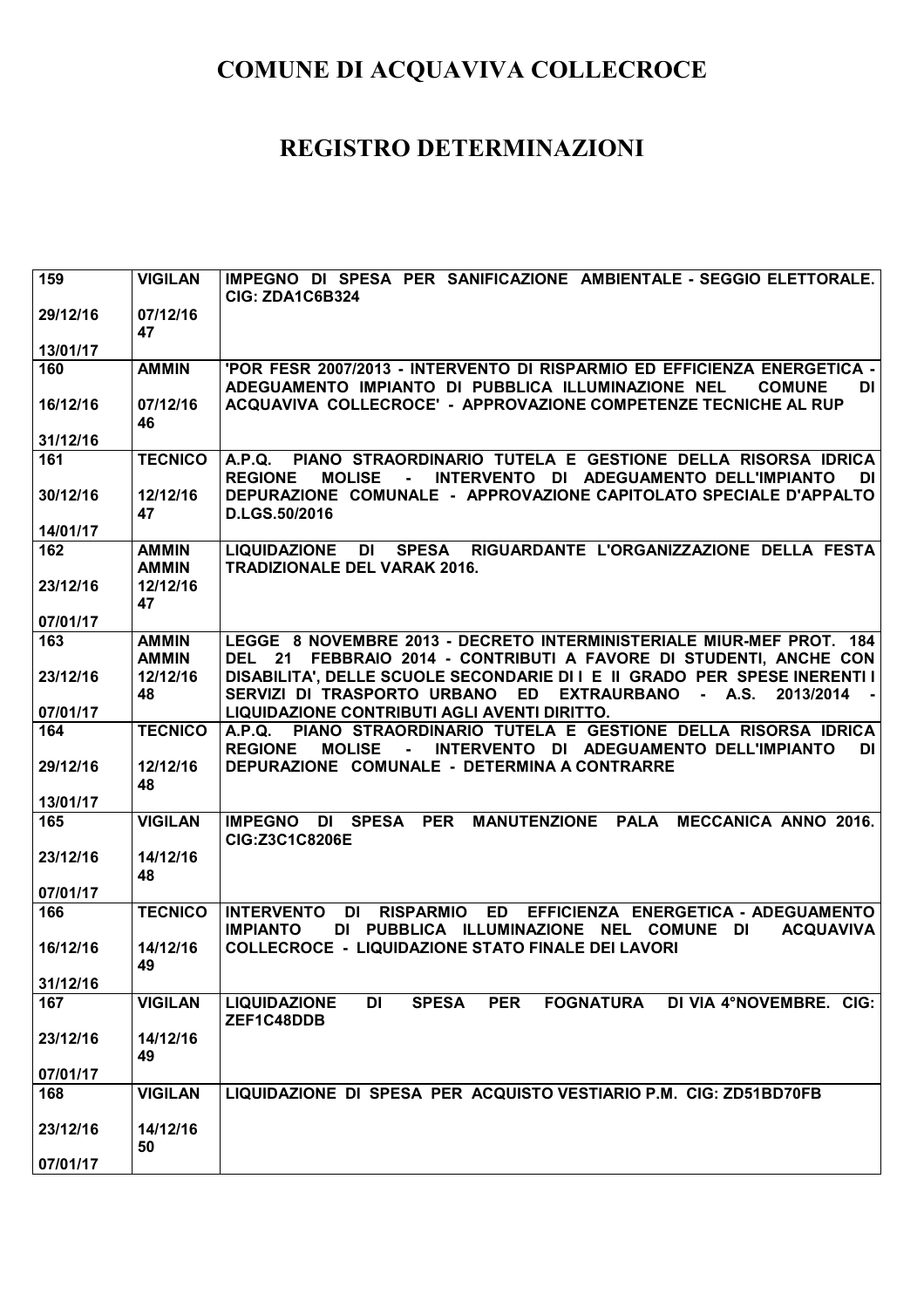# COMUNE DI ACQUAVIVA COLLECROCE

# REGISTRO DETERMINAZIONI

| | | |
|---|---|---|
| 159<br><br>29/12/16<br><br>13/01/17 | VIGILAN<br><br>07/12/16<br>47 | IMPEGNO DI SPESA PER SANIFICAZIONE AMBIENTALE - SEGGIO ELETTORALE. CIG: ZDA1C6B324 |
| 160<br><br>16/12/16<br><br>31/12/16 | AMMIN<br><br>07/12/16<br>46 | 'POR FESR 2007/2013 - INTERVENTO DI RISPARMIO ED EFFICIENZA ENERGETICA - ADEGUAMENTO IMPIANTO DI PUBBLICA ILLUMINAZIONE NEL COMUNE DI ACQUAVIVA COLLECROCE' - APPROVAZIONE COMPETENZE TECNICHE AL RUP |
| 161<br><br>30/12/16<br><br>14/01/17 | TECNICO<br><br>12/12/16<br>47 | A.P.Q. PIANO STRAORDINARIO TUTELA E GESTIONE DELLA RISORSA IDRICA REGIONE MOLISE - INTERVENTO DI ADEGUAMENTO DELL'IMPIANTO DI DEPURAZIONE COMUNALE - APPROVAZIONE CAPITOLATO SPECIALE D'APPALTO D.LGS.50/2016 |
| 162<br><br>23/12/16<br><br>07/01/17 | AMMIN<br>AMMIN<br>12/12/16<br>47 | LIQUIDAZIONE DI SPESA RIGUARDANTE L'ORGANIZZAZIONE DELLA FESTA TRADIZIONALE DEL VARAK 2016. |
| 163<br><br>23/12/16<br><br>07/01/17 | AMMIN<br>AMMIN<br>12/12/16<br>48 | LEGGE 8 NOVEMBRE 2013 - DECRETO INTERMINISTERIALE MIUR-MEF PROT. 184 DEL 21 FEBBRAIO 2014 - CONTRIBUTI A FAVORE DI STUDENTI, ANCHE CON DISABILITA', DELLE SCUOLE SECONDARIE DI I E II GRADO PER SPESE INERENTI I SERVIZI DI TRASPORTO URBANO ED EXTRAURBANO - A.S. 2013/2014 - LIQUIDAZIONE CONTRIBUTI AGLI AVENTI DIRITTO. |
| 164<br><br>29/12/16<br><br>13/01/17 | TECNICO<br><br>12/12/16<br>48 | A.P.Q. PIANO STRAORDINARIO TUTELA E GESTIONE DELLA RISORSA IDRICA REGIONE MOLISE - INTERVENTO DI ADEGUAMENTO DELL'IMPIANTO DI DEPURAZIONE COMUNALE - DETERMINA A CONTRARRE |
| 165<br><br>23/12/16<br><br>07/01/17 | VIGILAN<br><br>14/12/16<br>48 | IMPEGNO DI SPESA PER MANUTENZIONE PALA MECCANICA ANNO 2016. CIG:Z3C1C8206E |
| 166<br><br>16/12/16<br><br>31/12/16 | TECNICO<br><br>14/12/16<br>49 | INTERVENTO DI RISPARMIO ED EFFICIENZA ENERGETICA - ADEGUAMENTO IMPIANTO DI PUBBLICA ILLUMINAZIONE NEL COMUNE DI ACQUAVIVA COLLECROCE - LIQUIDAZIONE STATO FINALE DEI LAVORI |
| 167<br><br>23/12/16<br><br>07/01/17 | VIGILAN<br><br>14/12/16<br>49 | LIQUIDAZIONE DI SPESA PER FOGNATURA DI VIA 4°NOVEMBRE. CIG: ZEF1C48DDB |
| 168<br><br>23/12/16<br><br>07/01/17 | VIGILAN<br><br>14/12/16<br>50 | LIQUIDAZIONE DI SPESA PER ACQUISTO VESTIARIO P.M. CIG: ZD51BD70FB |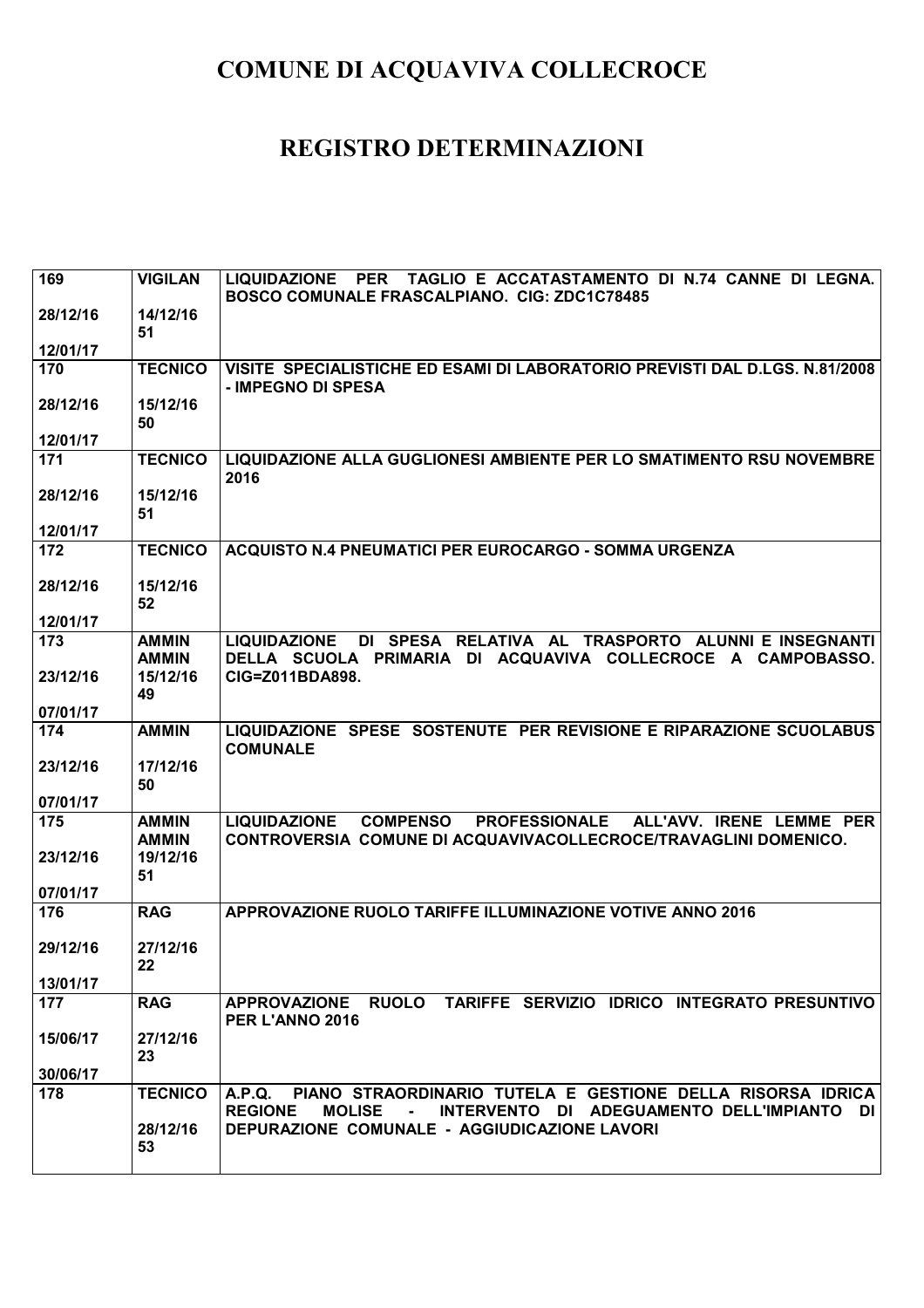# COMUNE DI ACQUAVIVA COLLECROCE

# REGISTRO DETERMINAZIONI

| | | |
|---|---|---|
| 169<br>28/12/16<br>12/01/17 | VIGILAN<br>14/12/16<br>51 | LIQUIDAZIONE PER TAGLIO E ACCATASTAMENTO DI N.74 CANNE DI LEGNA. BOSCO COMUNALE FRASCALPIANO. CIG: ZDC1C78485 |
| 170<br>28/12/16<br>12/01/17 | TECNICO<br>15/12/16<br>50 | VISITE SPECIALISTICHE ED ESAMI DI LABORATORIO PREVISTI DAL D.LGS. N.81/2008 - IMPEGNO DI SPESA |
| 171<br>28/12/16<br>12/01/17 | TECNICO<br>15/12/16<br>51 | LIQUIDAZIONE ALLA GUGLIONESI AMBIENTE PER LO SMATIMENTO RSU NOVEMBRE 2016 |
| 172<br>28/12/16<br>12/01/17 | TECNICO<br>15/12/16<br>52 | ACQUISTO N.4 PNEUMATICI PER EUROCARGO - SOMMA URGENZA |
| 173<br>23/12/16<br>07/01/17 | AMMIN AMMIN<br>15/12/16<br>49 | LIQUIDAZIONE DI SPESA RELATIVA AL TRASPORTO ALUNNI E INSEGNANTI DELLA SCUOLA PRIMARIA DI ACQUAVIVA COLLECROCE A CAMPOBASSO. CIG=Z011BDA898. |
| 174<br>23/12/16<br>07/01/17 | AMMIN<br>17/12/16<br>50 | LIQUIDAZIONE SPESE SOSTENUTE PER REVISIONE E RIPARAZIONE SCUOLABUS COMUNALE |
| 175<br>23/12/16<br>07/01/17 | AMMIN AMMIN<br>19/12/16<br>51 | LIQUIDAZIONE COMPENSO PROFESSIONALE ALL'AVV. IRENE LEMME PER CONTROVERSIA COMUNE DI ACQUAVIVACOLLECROCE/TRAVAGLINI DOMENICO. |
| 176<br>29/12/16<br>13/01/17 | RAG<br>27/12/16<br>22 | APPROVAZIONE RUOLO TARIFFE ILLUMINAZIONE VOTIVE ANNO 2016 |
| 177<br>15/06/17<br>30/06/17 | RAG<br>27/12/16<br>23 | APPROVAZIONE RUOLO TARIFFE SERVIZIO IDRICO INTEGRATO PRESUNTIVO PER L'ANNO 2016 |
| 178 | TECNICO<br>28/12/16<br>53 | A.P.Q. PIANO STRAORDINARIO TUTELA E GESTIONE DELLA RISORSA IDRICA REGIONE MOLISE - INTERVENTO DI ADEGUAMENTO DELL'IMPIANTO DI DEPURAZIONE COMUNALE - AGGIUDICAZIONE LAVORI |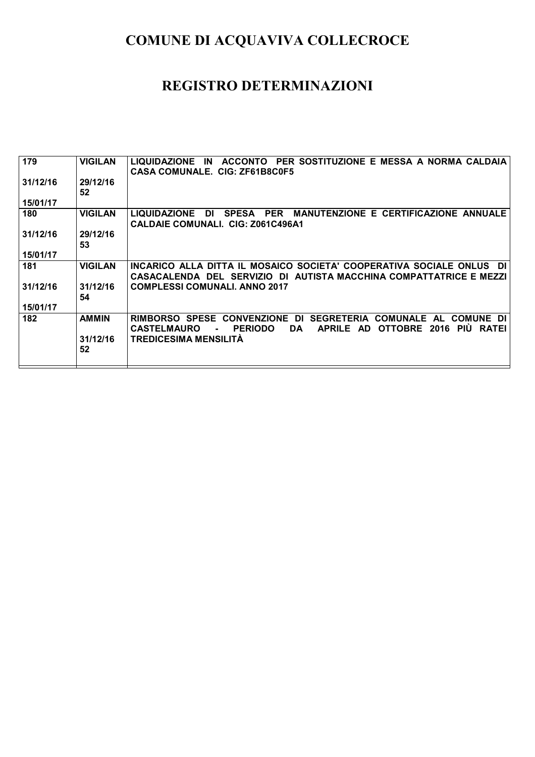# COMUNE DI ACQUAVIVA COLLECROCE

## REGISTRO DETERMINAZIONI

| | | |
|---|---|---|
| 179<br><br>31/12/16<br><br>15/01/17 | VIGILAN<br><br>29/12/16<br>52 | LIQUIDAZIONE IN ACCONTO PER SOSTITUZIONE E MESSA A NORMA CALDAIA CASA COMUNALE. CIG: ZF61B8C0F5 |
| 180<br><br>31/12/16<br><br>15/01/17 | VIGILAN<br><br>29/12/16<br>53 | LIQUIDAZIONE DI SPESA PER MANUTENZIONE E CERTIFICAZIONE ANNUALE CALDAIE COMUNALI. CIG: Z061C496A1 |
| 181<br><br>31/12/16<br><br>15/01/17 | VIGILAN<br><br>31/12/16<br>54 | INCARICO ALLA DITTA IL MOSAICO SOCIETA' COOPERATIVA SOCIALE ONLUS DI CASACALENDA DEL SERVIZIO DI AUTISTA MACCHINA COMPATTATRICE E MEZZI COMPLESSI COMUNALI. ANNO 2017 |
| 182 | AMMIN<br><br>31/12/16<br>52 | RIMBORSO SPESE CONVENZIONE DI SEGRETERIA COMUNALE AL COMUNE DI CASTELMAURO - PERIODO DA APRILE AD OTTOBRE 2016 PIÙ RATEI TREDICESIMA MENSILITÀ |